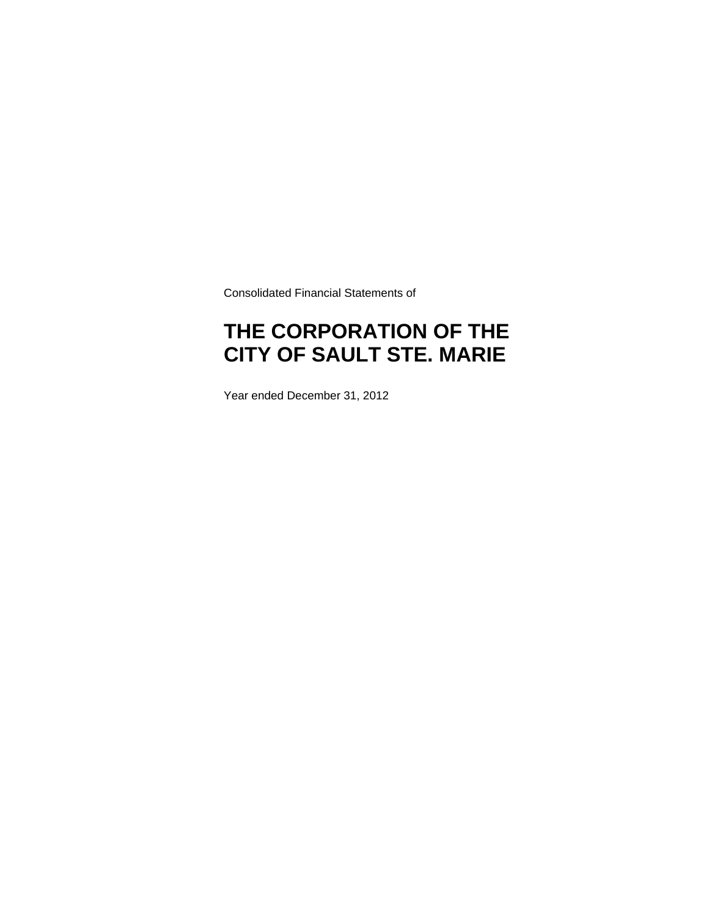Consolidated Financial Statements of

# THE CORPORATION OF THE CITY OF SAULT STE. MARIE

Year ended December 31, 2012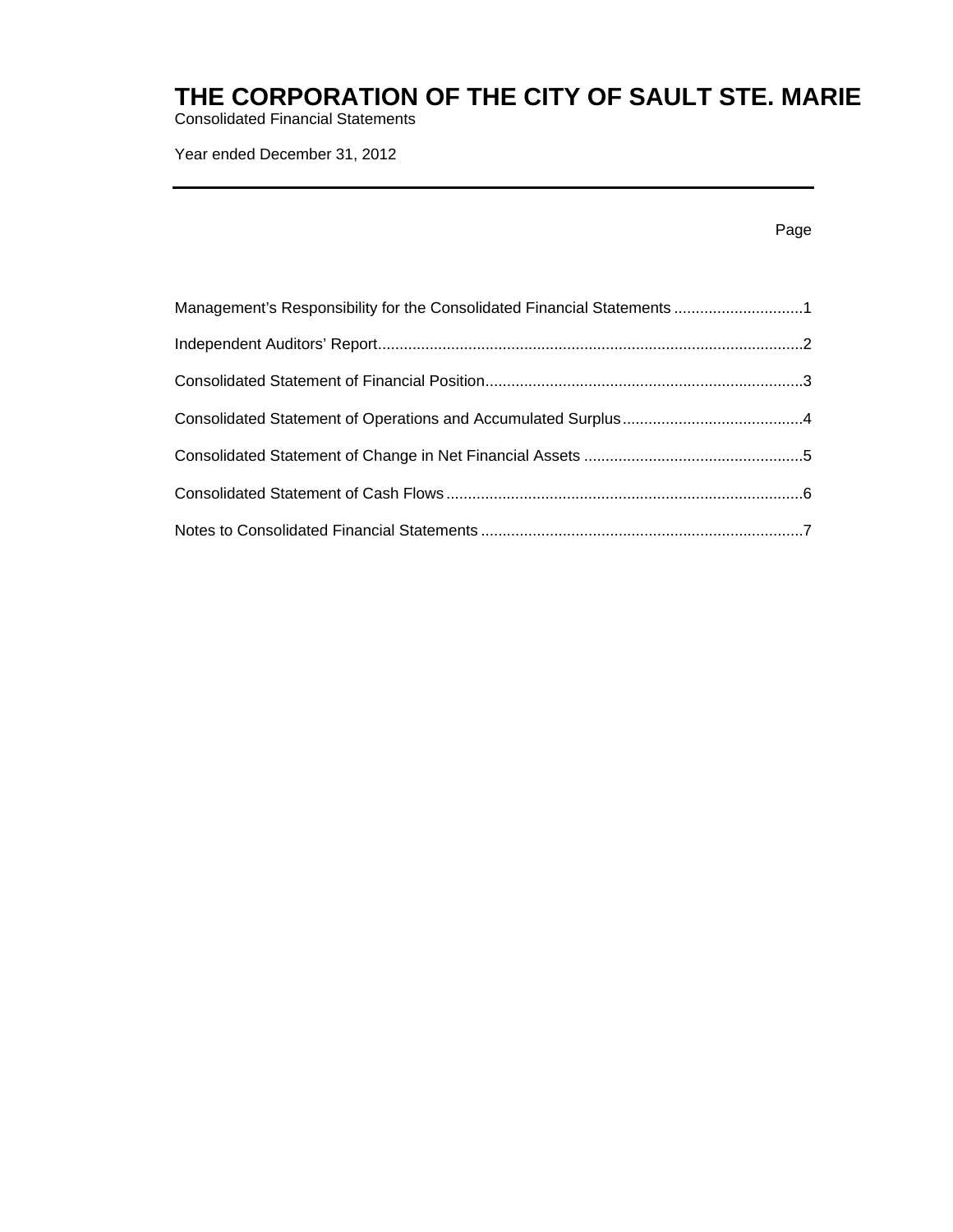# THE CORPORATION OF THE CITY OF SAULT STE. MARIE

Consolidated Financial Statements

Year ended December 31, 2012

| | Page |
|---|---|
| Management's Responsibility for the Consolidated Financial Statements | 1 |
| Independent Auditors' Report | 2 |
| Consolidated Statement of Financial Position | 3 |
| Consolidated Statement of Operations and Accumulated Surplus | 4 |
| Consolidated Statement of Change in Net Financial Assets | 5 |
| Consolidated Statement of Cash Flows | 6 |
| Notes to Consolidated Financial Statements | 7 |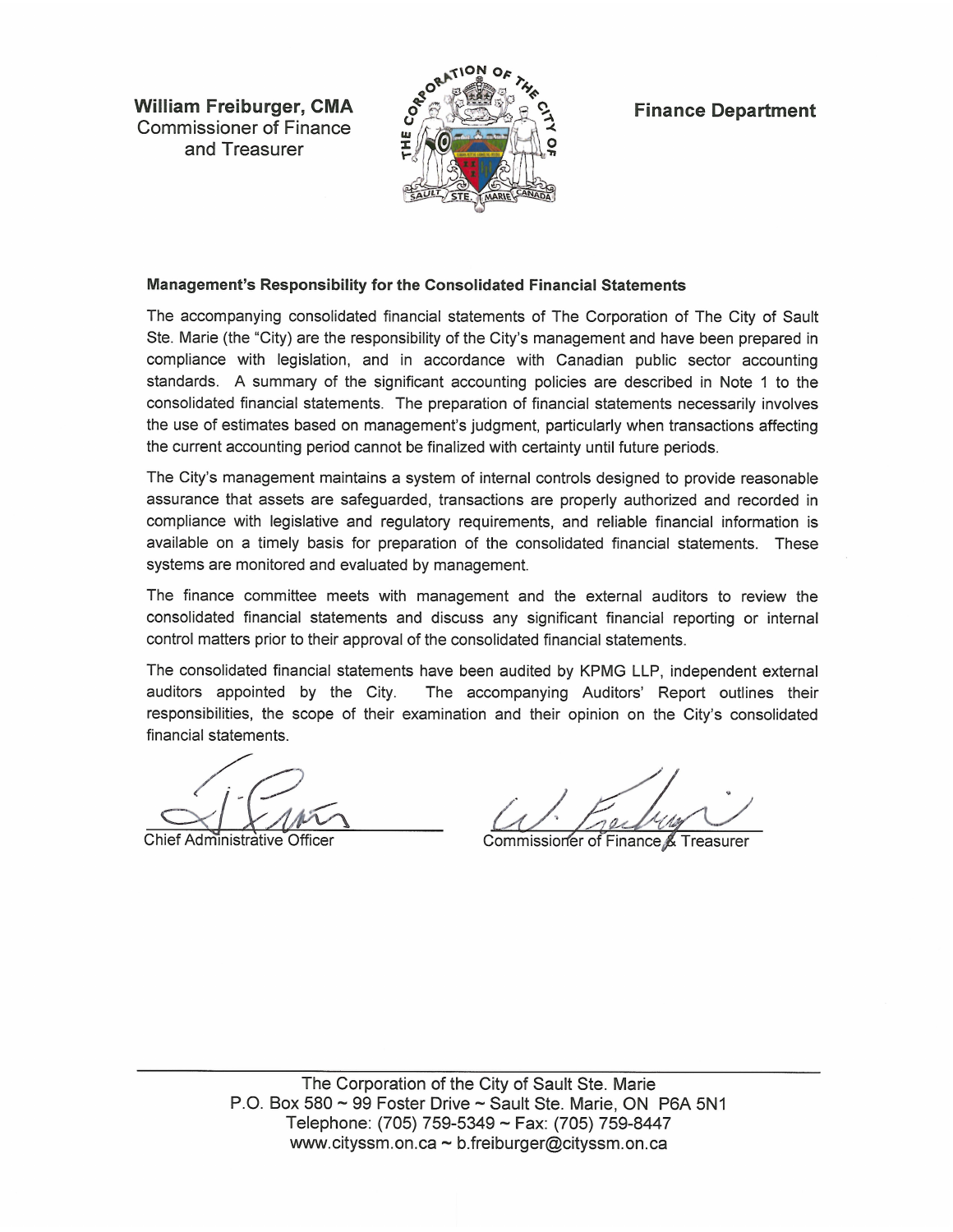**William Freiburger, CMA**
Commissioner of Finance and Treasurer

**Finance Department**

### Management's Responsibility for the Consolidated Financial Statements

The accompanying consolidated financial statements of The Corporation of The City of Sault Ste. Marie (the "City) are the responsibility of the City's management and have been prepared in compliance with legislation, and in accordance with Canadian public sector accounting standards. A summary of the significant accounting policies are described in Note 1 to the consolidated financial statements. The preparation of financial statements necessarily involves the use of estimates based on management's judgment, particularly when transactions affecting the current accounting period cannot be finalized with certainty until future periods.

The City's management maintains a system of internal controls designed to provide reasonable assurance that assets are safeguarded, transactions are properly authorized and recorded in compliance with legislative and regulatory requirements, and reliable financial information is available on a timely basis for preparation of the consolidated financial statements. These systems are monitored and evaluated by management.

The finance committee meets with management and the external auditors to review the consolidated financial statements and discuss any significant financial reporting or internal control matters prior to their approval of the consolidated financial statements.

The consolidated financial statements have been audited by KPMG LLP, independent external auditors appointed by the City. The accompanying Auditors' Report outlines their responsibilities, the scope of their examination and their opinion on the City's consolidated financial statements.

Chief Administrative Officer

Commissioner of Finance & Treasurer

The Corporation of the City of Sault Ste. Marie
P.O. Box 580 ~ 99 Foster Drive ~ Sault Ste. Marie, ON P6A 5N1
Telephone: (705) 759-5349 ~ Fax: (705) 759-8447
www.cityssm.on.ca ~ b.freiburger@cityssm.on.ca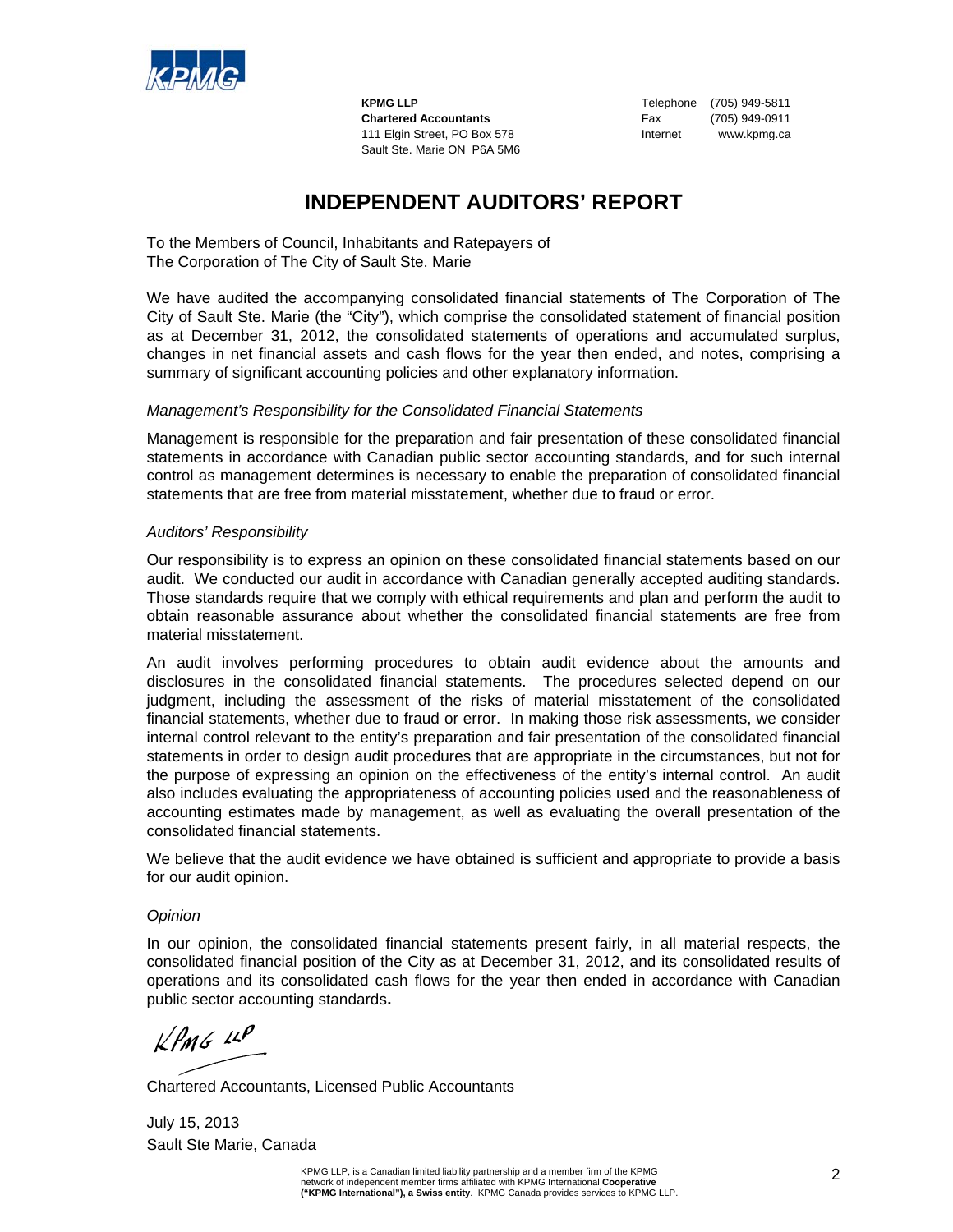**KPMG LLP**
**Chartered Accountants**
111 Elgin Street, PO Box 578
Sault Ste. Marie ON P6A 5M6

Telephone (705) 949-5811
Fax (705) 949-0911
Internet www.kpmg.ca

# INDEPENDENT AUDITORS' REPORT

To the Members of Council, Inhabitants and Ratepayers of
The Corporation of The City of Sault Ste. Marie

We have audited the accompanying consolidated financial statements of The Corporation of The City of Sault Ste. Marie (the "City"), which comprise the consolidated statement of financial position as at December 31, 2012, the consolidated statements of operations and accumulated surplus, changes in net financial assets and cash flows for the year then ended, and notes, comprising a summary of significant accounting policies and other explanatory information.

*Management's Responsibility for the Consolidated Financial Statements*

Management is responsible for the preparation and fair presentation of these consolidated financial statements in accordance with Canadian public sector accounting standards, and for such internal control as management determines is necessary to enable the preparation of consolidated financial statements that are free from material misstatement, whether due to fraud or error.

*Auditors' Responsibility*

Our responsibility is to express an opinion on these consolidated financial statements based on our audit. We conducted our audit in accordance with Canadian generally accepted auditing standards. Those standards require that we comply with ethical requirements and plan and perform the audit to obtain reasonable assurance about whether the consolidated financial statements are free from material misstatement.

An audit involves performing procedures to obtain audit evidence about the amounts and disclosures in the consolidated financial statements. The procedures selected depend on our judgment, including the assessment of the risks of material misstatement of the consolidated financial statements, whether due to fraud or error. In making those risk assessments, we consider internal control relevant to the entity's preparation and fair presentation of the consolidated financial statements in order to design audit procedures that are appropriate in the circumstances, but not for the purpose of expressing an opinion on the effectiveness of the entity's internal control. An audit also includes evaluating the appropriateness of accounting policies used and the reasonableness of accounting estimates made by management, as well as evaluating the overall presentation of the consolidated financial statements.

We believe that the audit evidence we have obtained is sufficient and appropriate to provide a basis for our audit opinion.

*Opinion*

In our opinion, the consolidated financial statements present fairly, in all material respects, the consolidated financial position of the City as at December 31, 2012, and its consolidated results of operations and its consolidated cash flows for the year then ended in accordance with Canadian public sector accounting standards.

KPMG LLP

Chartered Accountants, Licensed Public Accountants

July 15, 2013
Sault Ste Marie, Canada

KPMG LLP, is a Canadian limited liability partnership and a member firm of the KPMG network of independent member firms affiliated with KPMG International **Cooperative ("KPMG International"), a Swiss entity**. KPMG Canada provides services to KPMG LLP.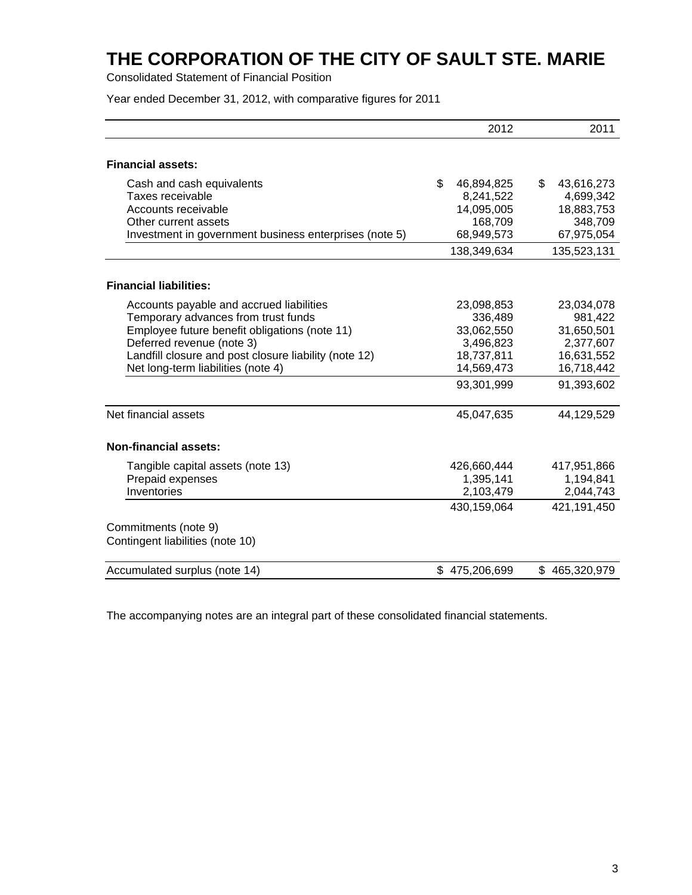# THE CORPORATION OF THE CITY OF SAULT STE. MARIE

Consolidated Statement of Financial Position

Year ended December 31, 2012, with comparative figures for 2011

| | 2012 | 2011 |
|---|---|---|
| **Financial assets:** | | |
| Cash and cash equivalents | $ 46,894,825 | $ 43,616,273 |
| Taxes receivable | 8,241,522 | 4,699,342 |
| Accounts receivable | 14,095,005 | 18,883,753 |
| Other current assets | 168,709 | 348,709 |
| Investment in government business enterprises (note 5) | 68,949,573 | 67,975,054 |
| | 138,349,634 | 135,523,131 |
| **Financial liabilities:** | | |
| Accounts payable and accrued liabilities | 23,098,853 | 23,034,078 |
| Temporary advances from trust funds | 336,489 | 981,422 |
| Employee future benefit obligations (note 11) | 33,062,550 | 31,650,501 |
| Deferred revenue (note 3) | 3,496,823 | 2,377,607 |
| Landfill closure and post closure liability (note 12) | 18,737,811 | 16,631,552 |
| Net long-term liabilities (note 4) | 14,569,473 | 16,718,442 |
| | 93,301,999 | 91,393,602 |
| Net financial assets | 45,047,635 | 44,129,529 |
| **Non-financial assets:** | | |
| Tangible capital assets (note 13) | 426,660,444 | 417,951,866 |
| Prepaid expenses | 1,395,141 | 1,194,841 |
| Inventories | 2,103,479 | 2,044,743 |
| | 430,159,064 | 421,191,450 |
| Commitments (note 9) | | |
| Contingent liabilities (note 10) | | |
| Accumulated surplus (note 14) | $ 475,206,699 | $ 465,320,979 |

The accompanying notes are an integral part of these consolidated financial statements.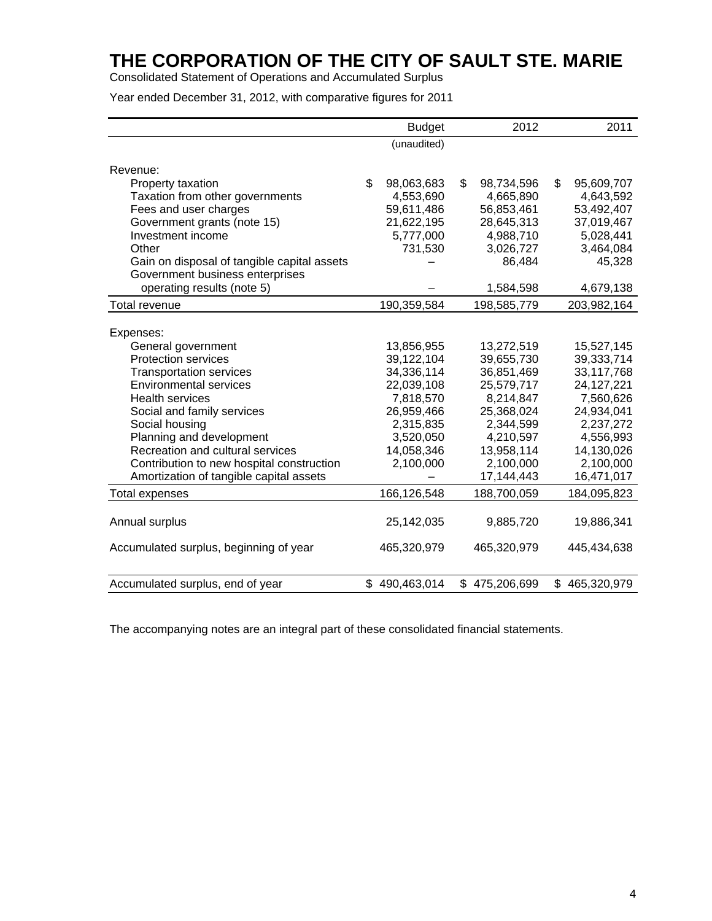# THE CORPORATION OF THE CITY OF SAULT STE. MARIE

Consolidated Statement of Operations and Accumulated Surplus

Year ended December 31, 2012, with comparative figures for 2011

| | Budget | 2012 | 2011 |
|---|---|---|---|
| | (unaudited) | | |
| Revenue: | | | |
| Property taxation | $ 98,063,683 | $ 98,734,596 | $ 95,609,707 |
| Taxation from other governments | 4,553,690 | 4,665,890 | 4,643,592 |
| Fees and user charges | 59,611,486 | 56,853,461 | 53,492,407 |
| Government grants (note 15) | 21,622,195 | 28,645,313 | 37,019,467 |
| Investment income | 5,777,000 | 4,988,710 | 5,028,441 |
| Other | 731,530 | 3,026,727 | 3,464,084 |
| Gain on disposal of tangible capital assets | – | 86,484 | 45,328 |
| Government business enterprises operating results (note 5) | – | 1,584,598 | 4,679,138 |
| Total revenue | 190,359,584 | 198,585,779 | 203,982,164 |
| Expenses: | | | |
| General government | 13,856,955 | 13,272,519 | 15,527,145 |
| Protection services | 39,122,104 | 39,655,730 | 39,333,714 |
| Transportation services | 34,336,114 | 36,851,469 | 33,117,768 |
| Environmental services | 22,039,108 | 25,579,717 | 24,127,221 |
| Health services | 7,818,570 | 8,214,847 | 7,560,626 |
| Social and family services | 26,959,466 | 25,368,024 | 24,934,041 |
| Social housing | 2,315,835 | 2,344,599 | 2,237,272 |
| Planning and development | 3,520,050 | 4,210,597 | 4,556,993 |
| Recreation and cultural services | 14,058,346 | 13,958,114 | 14,130,026 |
| Contribution to new hospital construction | 2,100,000 | 2,100,000 | 2,100,000 |
| Amortization of tangible capital assets | – | 17,144,443 | 16,471,017 |
| Total expenses | 166,126,548 | 188,700,059 | 184,095,823 |
| Annual surplus | 25,142,035 | 9,885,720 | 19,886,341 |
| Accumulated surplus, beginning of year | 465,320,979 | 465,320,979 | 445,434,638 |
| Accumulated surplus, end of year | $ 490,463,014 | $ 475,206,699 | $ 465,320,979 |

The accompanying notes are an integral part of these consolidated financial statements.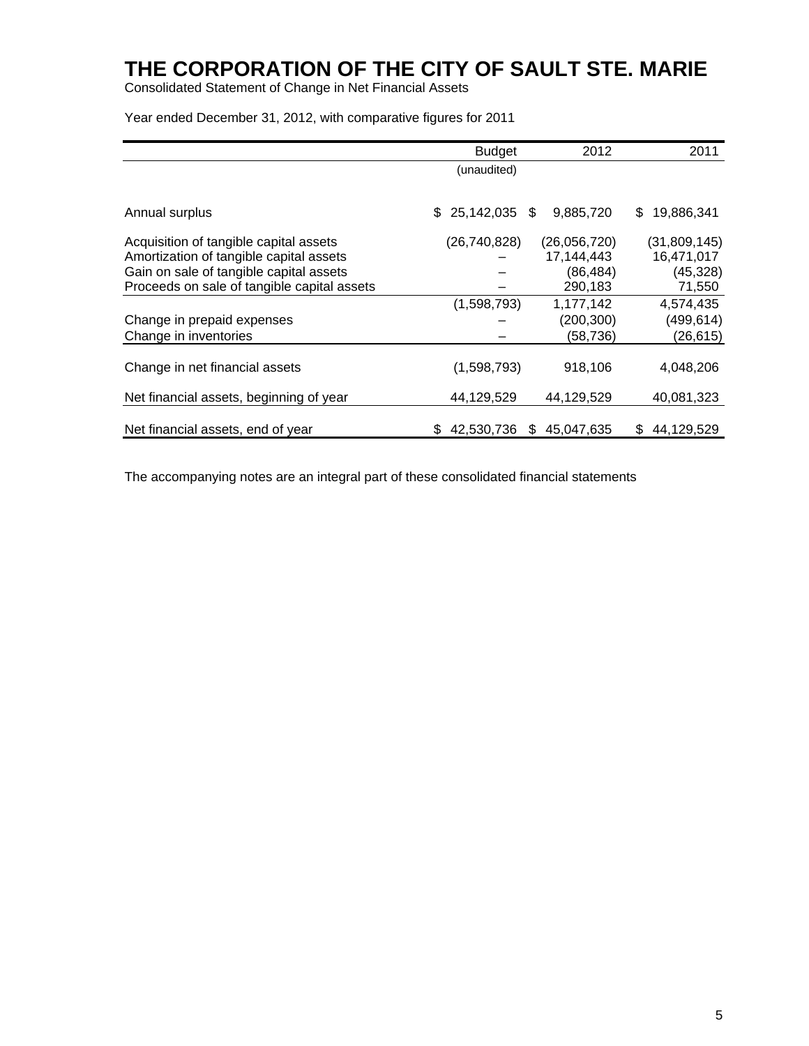# THE CORPORATION OF THE CITY OF SAULT STE. MARIE

Consolidated Statement of Change in Net Financial Assets

Year ended December 31, 2012, with comparative figures for 2011

| | Budget (unaudited) | 2012 | 2011 |
|---|---|---|---|
| Annual surplus | $ 25,142,035 | $ 9,885,720 | $ 19,886,341 |
| Acquisition of tangible capital assets | (26,740,828) | (26,056,720) | (31,809,145) |
| Amortization of tangible capital assets | – | 17,144,443 | 16,471,017 |
| Gain on sale of tangible capital assets | – | (86,484) | (45,328) |
| Proceeds on sale of tangible capital assets | – | 290,183 | 71,550 |
| | (1,598,793) | 1,177,142 | 4,574,435 |
| Change in prepaid expenses | – | (200,300) | (499,614) |
| Change in inventories | – | (58,736) | (26,615) |
| Change in net financial assets | (1,598,793) | 918,106 | 4,048,206 |
| Net financial assets, beginning of year | 44,129,529 | 44,129,529 | 40,081,323 |
| Net financial assets, end of year | $ 42,530,736 | $ 45,047,635 | $ 44,129,529 |

The accompanying notes are an integral part of these consolidated financial statements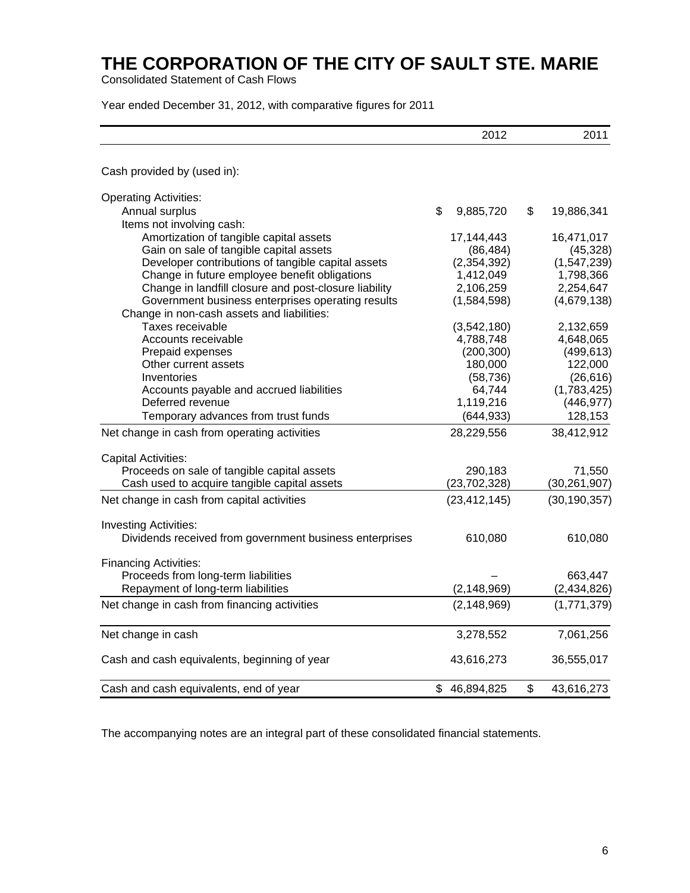# THE CORPORATION OF THE CITY OF SAULT STE. MARIE

Consolidated Statement of Cash Flows

Year ended December 31, 2012, with comparative figures for 2011

| | 2012 | 2011 |
|---|---|---|
| Cash provided by (used in): | | |
| Operating Activities: | | |
| Annual surplus | $ 9,885,720 | $ 19,886,341 |
| Items not involving cash: | | |
| Amortization of tangible capital assets | 17,144,443 | 16,471,017 |
| Gain on sale of tangible capital assets | (86,484) | (45,328) |
| Developer contributions of tangible capital assets | (2,354,392) | (1,547,239) |
| Change in future employee benefit obligations | 1,412,049 | 1,798,366 |
| Change in landfill closure and post-closure liability | 2,106,259 | 2,254,647 |
| Government business enterprises operating results | (1,584,598) | (4,679,138) |
| Change in non-cash assets and liabilities: | | |
| Taxes receivable | (3,542,180) | 2,132,659 |
| Accounts receivable | 4,788,748 | 4,648,065 |
| Prepaid expenses | (200,300) | (499,613) |
| Other current assets | 180,000 | 122,000 |
| Inventories | (58,736) | (26,616) |
| Accounts payable and accrued liabilities | 64,744 | (1,783,425) |
| Deferred revenue | 1,119,216 | (446,977) |
| Temporary advances from trust funds | (644,933) | 128,153 |
| Net change in cash from operating activities | 28,229,556 | 38,412,912 |
| Capital Activities: | | |
| Proceeds on sale of tangible capital assets | 290,183 | 71,550 |
| Cash used to acquire tangible capital assets | (23,702,328) | (30,261,907) |
| Net change in cash from capital activities | (23,412,145) | (30,190,357) |
| Investing Activities: | | |
| Dividends received from government business enterprises | 610,080 | 610,080 |
| Financing Activities: | | |
| Proceeds from long-term liabilities | – | 663,447 |
| Repayment of long-term liabilities | (2,148,969) | (2,434,826) |
| Net change in cash from financing activities | (2,148,969) | (1,771,379) |
| Net change in cash | 3,278,552 | 7,061,256 |
| Cash and cash equivalents, beginning of year | 43,616,273 | 36,555,017 |
| Cash and cash equivalents, end of year | $ 46,894,825 | $ 43,616,273 |

The accompanying notes are an integral part of these consolidated financial statements.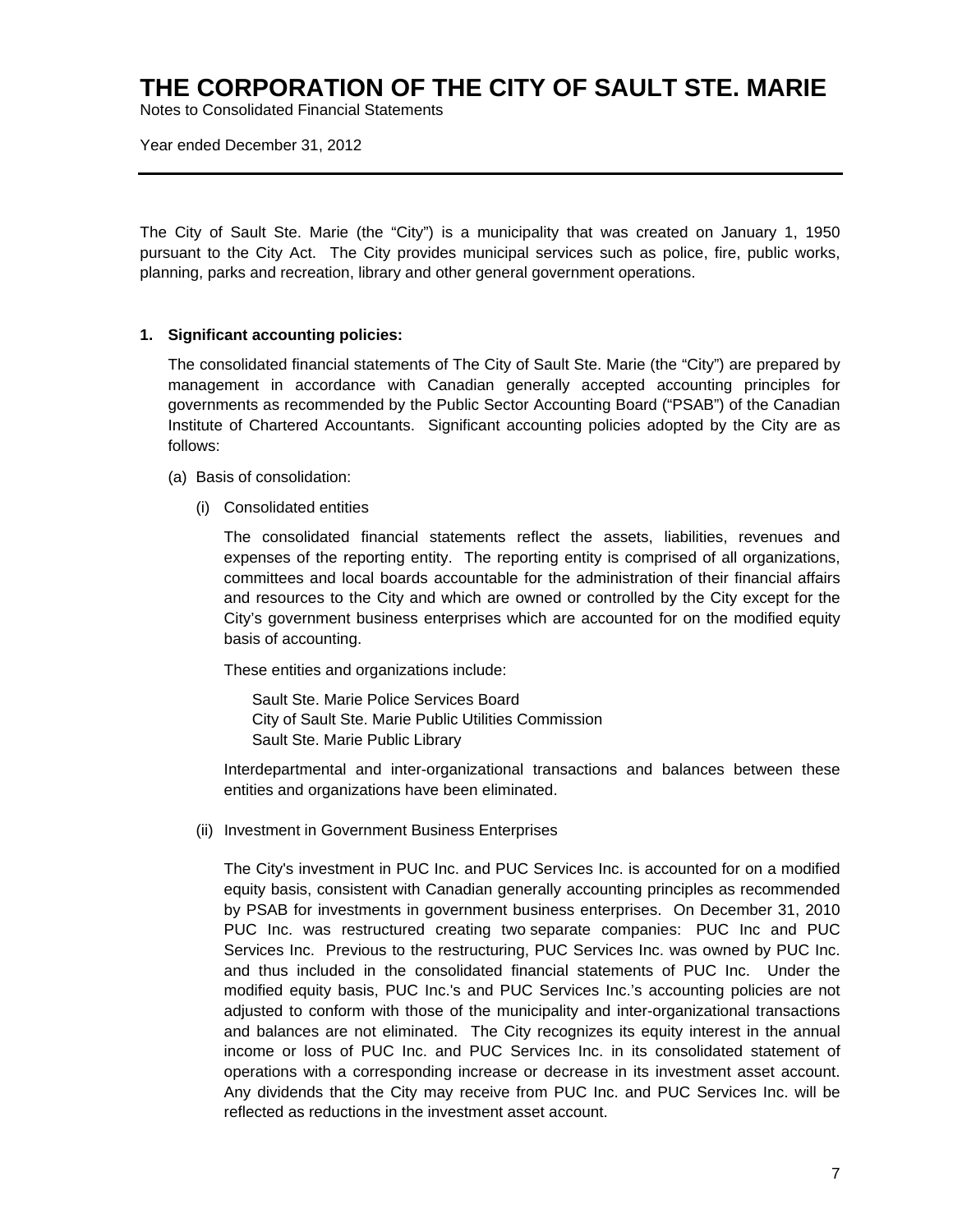# THE CORPORATION OF THE CITY OF SAULT STE. MARIE

Notes to Consolidated Financial Statements

Year ended December 31, 2012

The City of Sault Ste. Marie (the "City") is a municipality that was created on January 1, 1950 pursuant to the City Act. The City provides municipal services such as police, fire, public works, planning, parks and recreation, library and other general government operations.

**1. Significant accounting policies:**

The consolidated financial statements of The City of Sault Ste. Marie (the "City") are prepared by management in accordance with Canadian generally accepted accounting principles for governments as recommended by the Public Sector Accounting Board ("PSAB") of the Canadian Institute of Chartered Accountants. Significant accounting policies adopted by the City are as follows:

(a) Basis of consolidation:

(i) Consolidated entities

The consolidated financial statements reflect the assets, liabilities, revenues and expenses of the reporting entity. The reporting entity is comprised of all organizations, committees and local boards accountable for the administration of their financial affairs and resources to the City and which are owned or controlled by the City except for the City's government business enterprises which are accounted for on the modified equity basis of accounting.

These entities and organizations include:

Sault Ste. Marie Police Services Board
City of Sault Ste. Marie Public Utilities Commission
Sault Ste. Marie Public Library

Interdepartmental and inter-organizational transactions and balances between these entities and organizations have been eliminated.

(ii) Investment in Government Business Enterprises

The City's investment in PUC Inc. and PUC Services Inc. is accounted for on a modified equity basis, consistent with Canadian generally accounting principles as recommended by PSAB for investments in government business enterprises. On December 31, 2010 PUC Inc. was restructured creating two separate companies: PUC Inc and PUC Services Inc. Previous to the restructuring, PUC Services Inc. was owned by PUC Inc. and thus included in the consolidated financial statements of PUC Inc. Under the modified equity basis, PUC Inc.'s and PUC Services Inc.'s accounting policies are not adjusted to conform with those of the municipality and inter-organizational transactions and balances are not eliminated. The City recognizes its equity interest in the annual income or loss of PUC Inc. and PUC Services Inc. in its consolidated statement of operations with a corresponding increase or decrease in its investment asset account. Any dividends that the City may receive from PUC Inc. and PUC Services Inc. will be reflected as reductions in the investment asset account.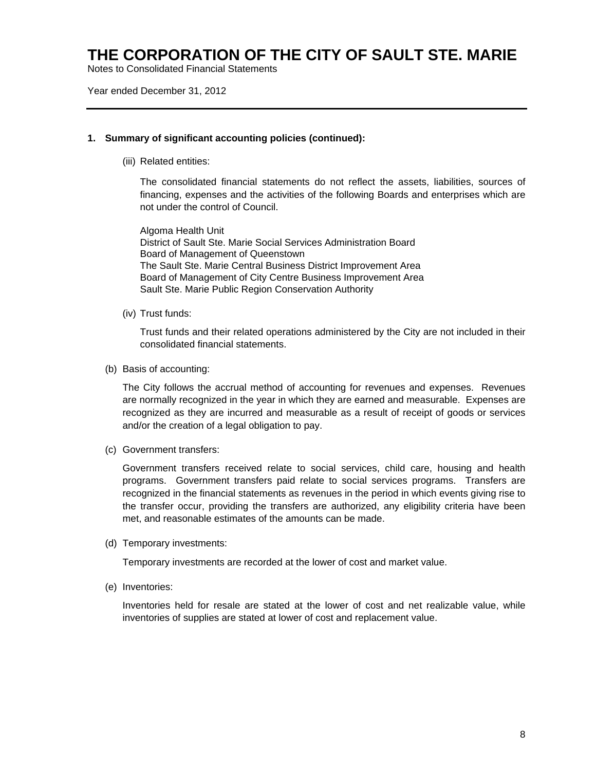# THE CORPORATION OF THE CITY OF SAULT STE. MARIE

Notes to Consolidated Financial Statements

Year ended December 31, 2012

---

**1. Summary of significant accounting policies (continued):**

(iii) Related entities:

The consolidated financial statements do not reflect the assets, liabilities, sources of financing, expenses and the activities of the following Boards and enterprises which are not under the control of Council.

Algoma Health Unit
District of Sault Ste. Marie Social Services Administration Board
Board of Management of Queenstown
The Sault Ste. Marie Central Business District Improvement Area
Board of Management of City Centre Business Improvement Area
Sault Ste. Marie Public Region Conservation Authority

(iv) Trust funds:

Trust funds and their related operations administered by the City are not included in their consolidated financial statements.

(b) Basis of accounting:

The City follows the accrual method of accounting for revenues and expenses. Revenues are normally recognized in the year in which they are earned and measurable. Expenses are recognized as they are incurred and measurable as a result of receipt of goods or services and/or the creation of a legal obligation to pay.

(c) Government transfers:

Government transfers received relate to social services, child care, housing and health programs. Government transfers paid relate to social services programs. Transfers are recognized in the financial statements as revenues in the period in which events giving rise to the transfer occur, providing the transfers are authorized, any eligibility criteria have been met, and reasonable estimates of the amounts can be made.

(d) Temporary investments:

Temporary investments are recorded at the lower of cost and market value.

(e) Inventories:

Inventories held for resale are stated at the lower of cost and net realizable value, while inventories of supplies are stated at lower of cost and replacement value.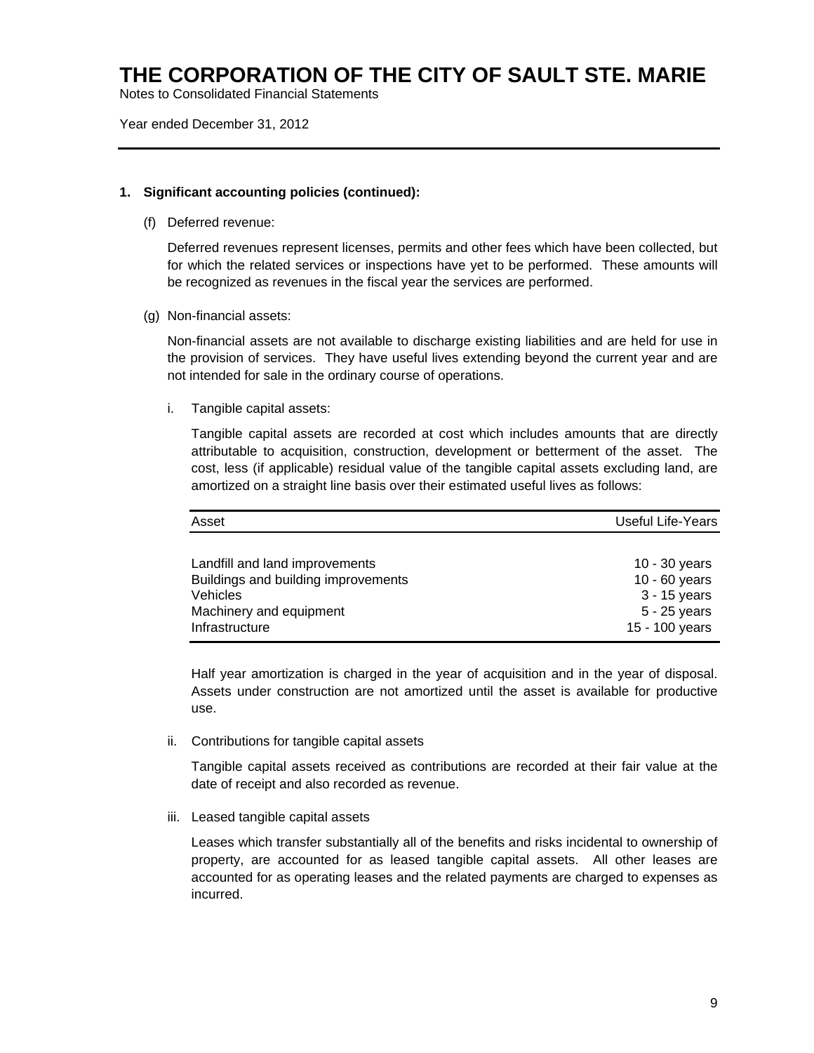# THE CORPORATION OF THE CITY OF SAULT STE. MARIE

Notes to Consolidated Financial Statements

Year ended December 31, 2012

## 1. Significant accounting policies (continued):

(f) Deferred revenue:

Deferred revenues represent licenses, permits and other fees which have been collected, but for which the related services or inspections have yet to be performed. These amounts will be recognized as revenues in the fiscal year the services are performed.

(g) Non-financial assets:

Non-financial assets are not available to discharge existing liabilities and are held for use in the provision of services. They have useful lives extending beyond the current year and are not intended for sale in the ordinary course of operations.

i. Tangible capital assets:

Tangible capital assets are recorded at cost which includes amounts that are directly attributable to acquisition, construction, development or betterment of the asset. The cost, less (if applicable) residual value of the tangible capital assets excluding land, are amortized on a straight line basis over their estimated useful lives as follows:

| Asset | Useful Life-Years |
|---|---|
| Landfill and land improvements | 10 - 30 years |
| Buildings and building improvements | 10 - 60 years |
| Vehicles | 3 - 15 years |
| Machinery and equipment | 5 - 25 years |
| Infrastructure | 15 - 100 years |

Half year amortization is charged in the year of acquisition and in the year of disposal. Assets under construction are not amortized until the asset is available for productive use.

ii. Contributions for tangible capital assets

Tangible capital assets received as contributions are recorded at their fair value at the date of receipt and also recorded as revenue.

iii. Leased tangible capital assets

Leases which transfer substantially all of the benefits and risks incidental to ownership of property, are accounted for as leased tangible capital assets. All other leases are accounted for as operating leases and the related payments are charged to expenses as incurred.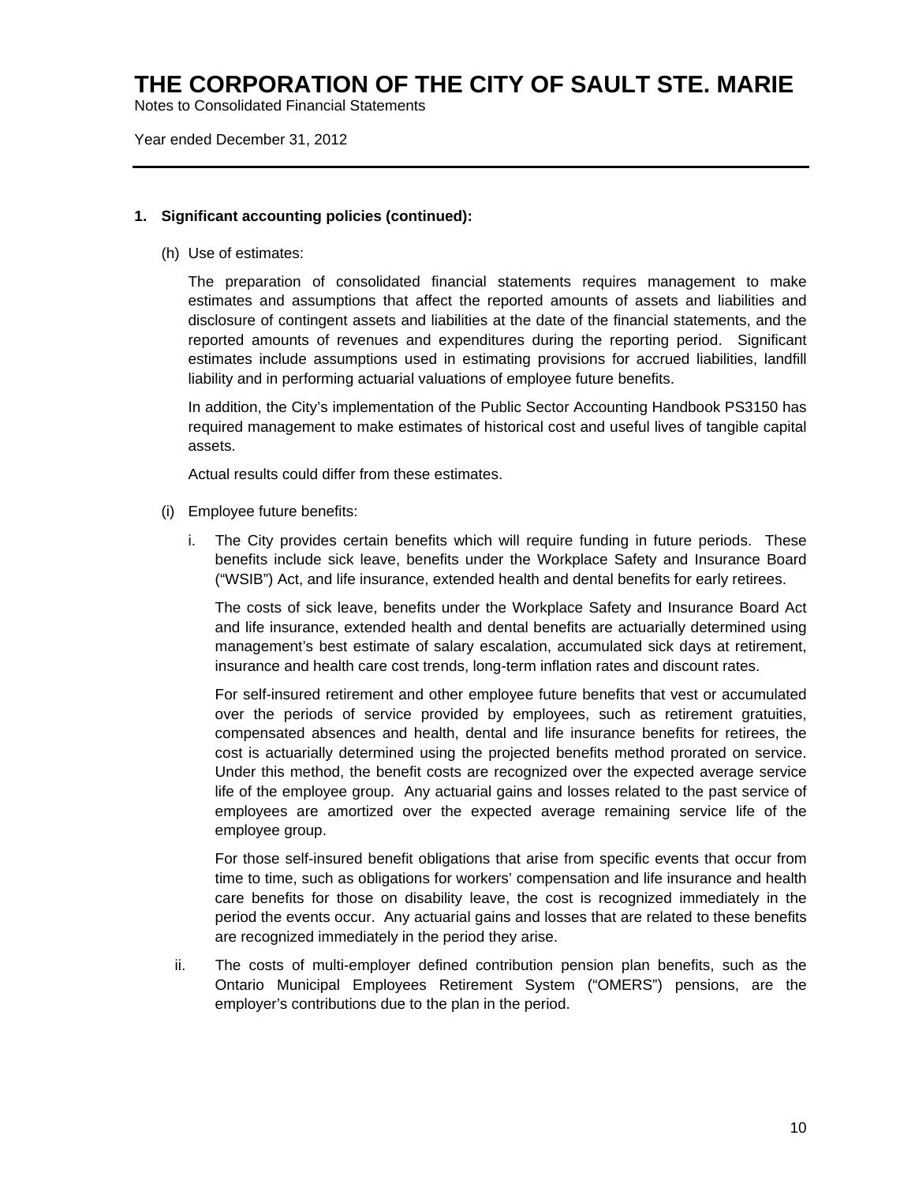# THE CORPORATION OF THE CITY OF SAULT STE. MARIE

Notes to Consolidated Financial Statements

Year ended December 31, 2012

---

**1. Significant accounting policies (continued):**

(h) Use of estimates:

The preparation of consolidated financial statements requires management to make estimates and assumptions that affect the reported amounts of assets and liabilities and disclosure of contingent assets and liabilities at the date of the financial statements, and the reported amounts of revenues and expenditures during the reporting period. Significant estimates include assumptions used in estimating provisions for accrued liabilities, landfill liability and in performing actuarial valuations of employee future benefits.

In addition, the City's implementation of the Public Sector Accounting Handbook PS3150 has required management to make estimates of historical cost and useful lives of tangible capital assets.

Actual results could differ from these estimates.

(i) Employee future benefits:

i. The City provides certain benefits which will require funding in future periods. These benefits include sick leave, benefits under the Workplace Safety and Insurance Board ("WSIB") Act, and life insurance, extended health and dental benefits for early retirees.

The costs of sick leave, benefits under the Workplace Safety and Insurance Board Act and life insurance, extended health and dental benefits are actuarially determined using management's best estimate of salary escalation, accumulated sick days at retirement, insurance and health care cost trends, long-term inflation rates and discount rates.

For self-insured retirement and other employee future benefits that vest or accumulated over the periods of service provided by employees, such as retirement gratuities, compensated absences and health, dental and life insurance benefits for retirees, the cost is actuarially determined using the projected benefits method prorated on service. Under this method, the benefit costs are recognized over the expected average service life of the employee group. Any actuarial gains and losses related to the past service of employees are amortized over the expected average remaining service life of the employee group.

For those self-insured benefit obligations that arise from specific events that occur from time to time, such as obligations for workers' compensation and life insurance and health care benefits for those on disability leave, the cost is recognized immediately in the period the events occur. Any actuarial gains and losses that are related to these benefits are recognized immediately in the period they arise.

ii. The costs of multi-employer defined contribution pension plan benefits, such as the Ontario Municipal Employees Retirement System ("OMERS") pensions, are the employer's contributions due to the plan in the period.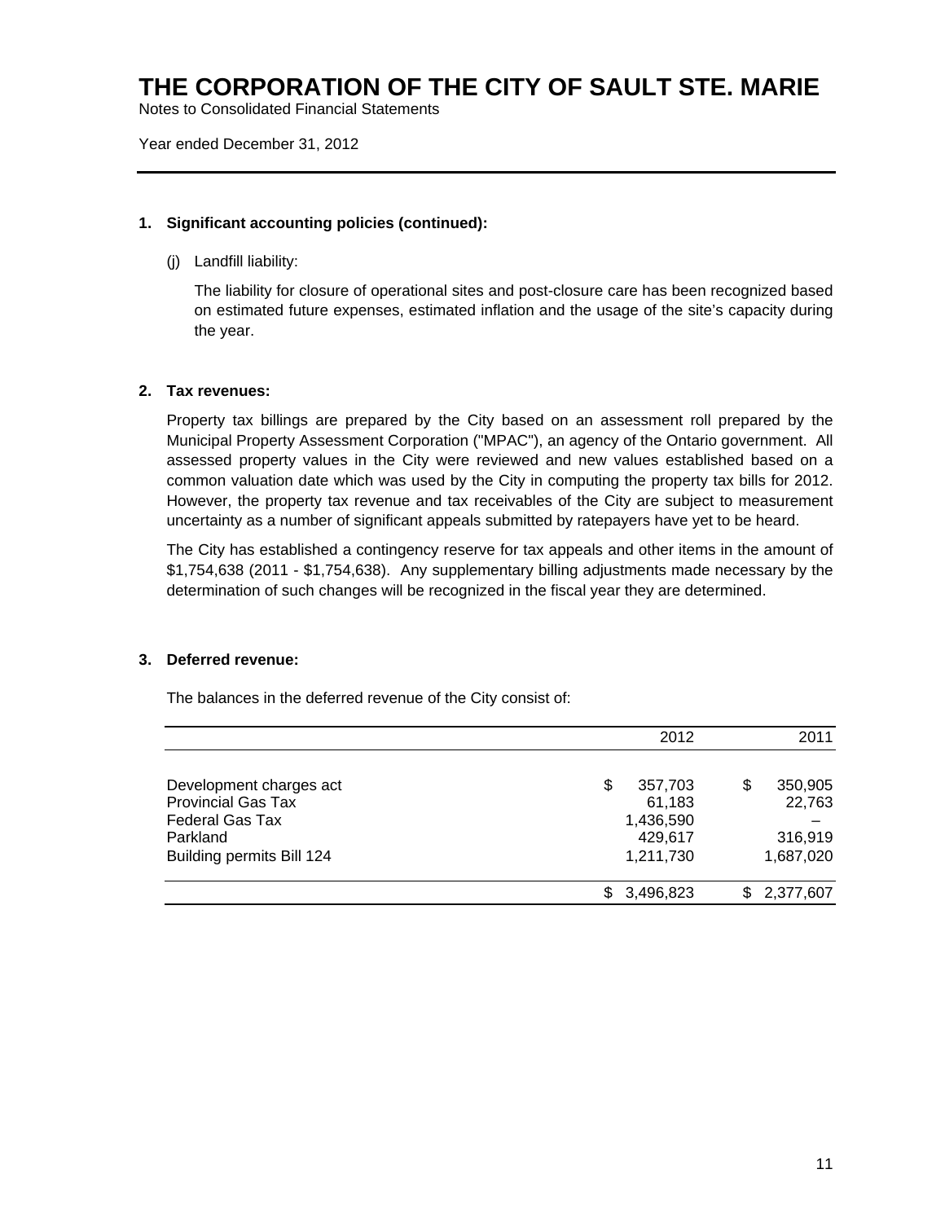# THE CORPORATION OF THE CITY OF SAULT STE. MARIE

Notes to Consolidated Financial Statements

Year ended December 31, 2012

### 1. Significant accounting policies (continued):

(j) Landfill liability:

The liability for closure of operational sites and post-closure care has been recognized based on estimated future expenses, estimated inflation and the usage of the site's capacity during the year.

### 2. Tax revenues:

Property tax billings are prepared by the City based on an assessment roll prepared by the Municipal Property Assessment Corporation ("MPAC"), an agency of the Ontario government. All assessed property values in the City were reviewed and new values established based on a common valuation date which was used by the City in computing the property tax bills for 2012. However, the property tax revenue and tax receivables of the City are subject to measurement uncertainty as a number of significant appeals submitted by ratepayers have yet to be heard.

The City has established a contingency reserve for tax appeals and other items in the amount of $1,754,638 (2011 - $1,754,638). Any supplementary billing adjustments made necessary by the determination of such changes will be recognized in the fiscal year they are determined.

### 3. Deferred revenue:

The balances in the deferred revenue of the City consist of:

| | 2012 | 2011 |
|---|---:|---:|
| Development charges act | $ 357,703 | $ 350,905 |
| Provincial Gas Tax | 61,183 | 22,763 |
| Federal Gas Tax | 1,436,590 | – |
| Parkland | 429,617 | 316,919 |
| Building permits Bill 124 | 1,211,730 | 1,687,020 |
| | $ 3,496,823 | $ 2,377,607 |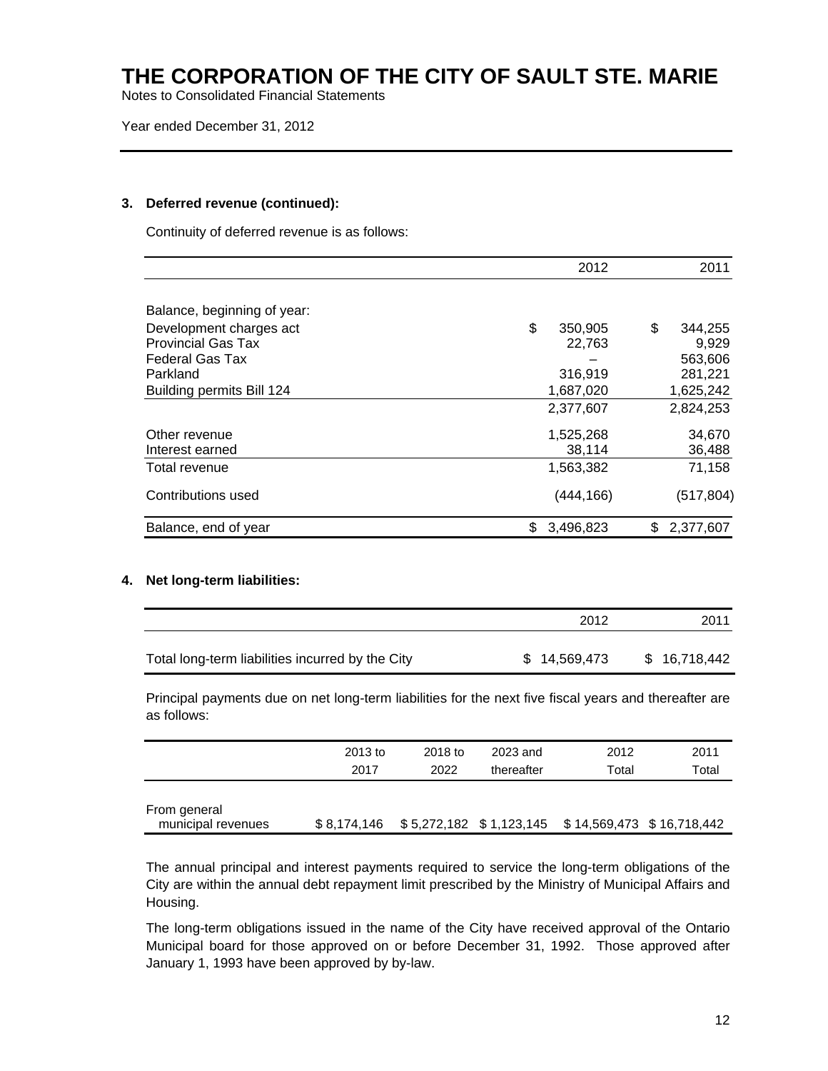# THE CORPORATION OF THE CITY OF SAULT STE. MARIE

Notes to Consolidated Financial Statements

Year ended December 31, 2012

### 3. Deferred revenue (continued):

Continuity of deferred revenue is as follows:

| | 2012 | 2011 |
|---|---|---|
| Balance, beginning of year: | | |
| Development charges act | $ 350,905 | $ 344,255 |
| Provincial Gas Tax | 22,763 | 9,929 |
| Federal Gas Tax | – | 563,606 |
| Parkland | 316,919 | 281,221 |
| Building permits Bill 124 | 1,687,020 | 1,625,242 |
| | 2,377,607 | 2,824,253 |
| Other revenue | 1,525,268 | 34,670 |
| Interest earned | 38,114 | 36,488 |
| Total revenue | 1,563,382 | 71,158 |
| Contributions used | (444,166) | (517,804) |
| Balance, end of year | $ 3,496,823 | $ 2,377,607 |

### 4. Net long-term liabilities:

| | 2012 | 2011 |
|---|---|---|
| Total long-term liabilities incurred by the City | $ 14,569,473 | $ 16,718,442 |

Principal payments due on net long-term liabilities for the next five fiscal years and thereafter are as follows:

| | 2013 to 2017 | 2018 to 2022 | 2023 and thereafter | 2012 Total | 2011 Total |
|---|---|---|---|---|---|
| From general municipal revenues | $ 8,174,146 | $ 5,272,182 | $ 1,123,145 | $ 14,569,473 | $ 16,718,442 |

The annual principal and interest payments required to service the long-term obligations of the City are within the annual debt repayment limit prescribed by the Ministry of Municipal Affairs and Housing.

The long-term obligations issued in the name of the City have received approval of the Ontario Municipal board for those approved on or before December 31, 1992. Those approved after January 1, 1993 have been approved by by-law.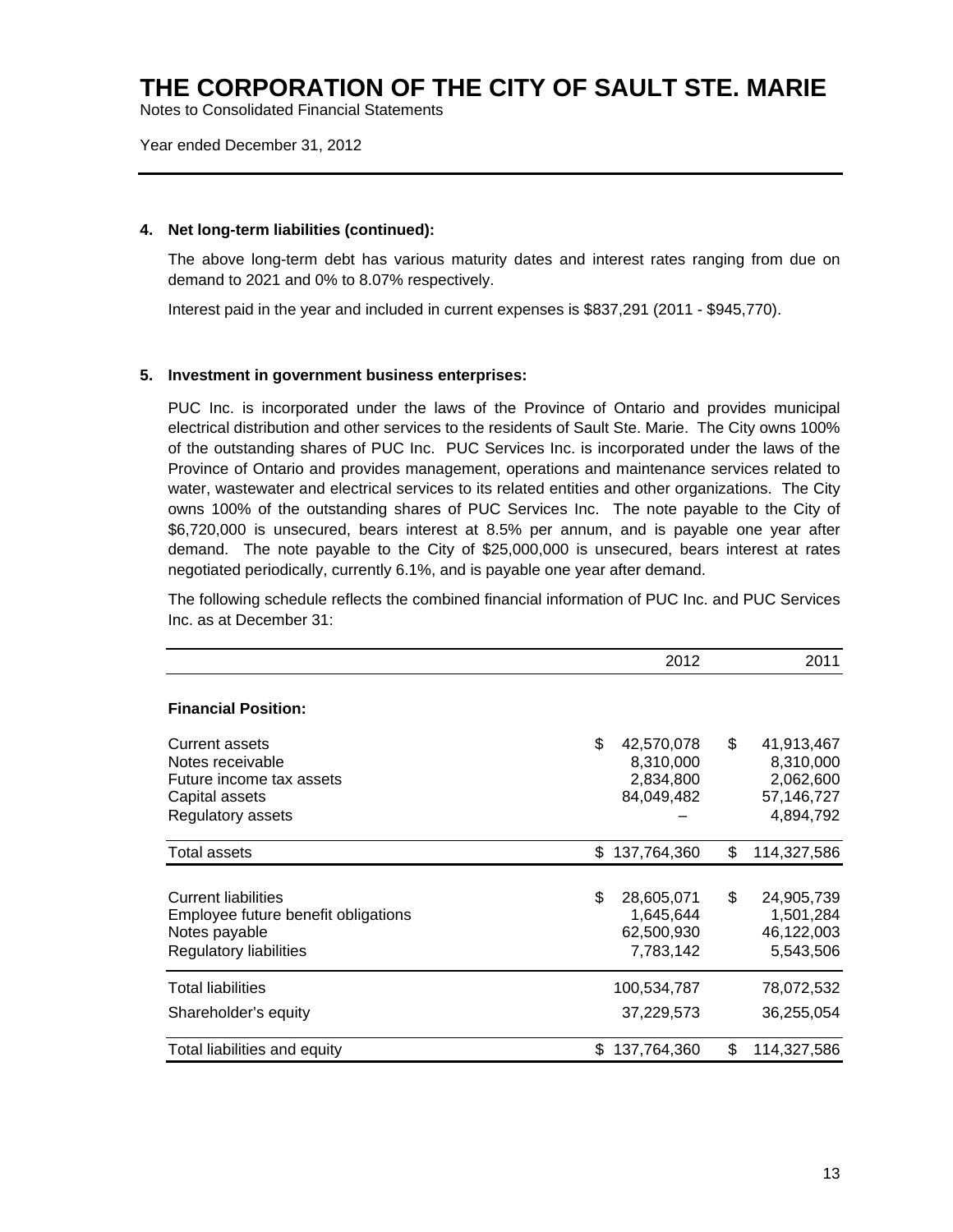# THE CORPORATION OF THE CITY OF SAULT STE. MARIE

Notes to Consolidated Financial Statements

Year ended December 31, 2012

**4. Net long-term liabilities (continued):**

The above long-term debt has various maturity dates and interest rates ranging from due on demand to 2021 and 0% to 8.07% respectively.

Interest paid in the year and included in current expenses is $837,291 (2011 - $945,770).

**5. Investment in government business enterprises:**

PUC Inc. is incorporated under the laws of the Province of Ontario and provides municipal electrical distribution and other services to the residents of Sault Ste. Marie. The City owns 100% of the outstanding shares of PUC Inc. PUC Services Inc. is incorporated under the laws of the Province of Ontario and provides management, operations and maintenance services related to water, wastewater and electrical services to its related entities and other organizations. The City owns 100% of the outstanding shares of PUC Services Inc. The note payable to the City of $6,720,000 is unsecured, bears interest at 8.5% per annum, and is payable one year after demand. The note payable to the City of $25,000,000 is unsecured, bears interest at rates negotiated periodically, currently 6.1%, and is payable one year after demand.

The following schedule reflects the combined financial information of PUC Inc. and PUC Services Inc. as at December 31:

| | 2012 | 2011 |
|---|---|---|
| **Financial Position:** | | |
| Current assets | $ 42,570,078 | $ 41,913,467 |
| Notes receivable | 8,310,000 | 8,310,000 |
| Future income tax assets | 2,834,800 | 2,062,600 |
| Capital assets | 84,049,482 | 57,146,727 |
| Regulatory assets | – | 4,894,792 |
| Total assets | $ 137,764,360 | $ 114,327,586 |
| Current liabilities | $ 28,605,071 | $ 24,905,739 |
| Employee future benefit obligations | 1,645,644 | 1,501,284 |
| Notes payable | 62,500,930 | 46,122,003 |
| Regulatory liabilities | 7,783,142 | 5,543,506 |
| Total liabilities | 100,534,787 | 78,072,532 |
| Shareholder's equity | 37,229,573 | 36,255,054 |
| Total liabilities and equity | $ 137,764,360 | $ 114,327,586 |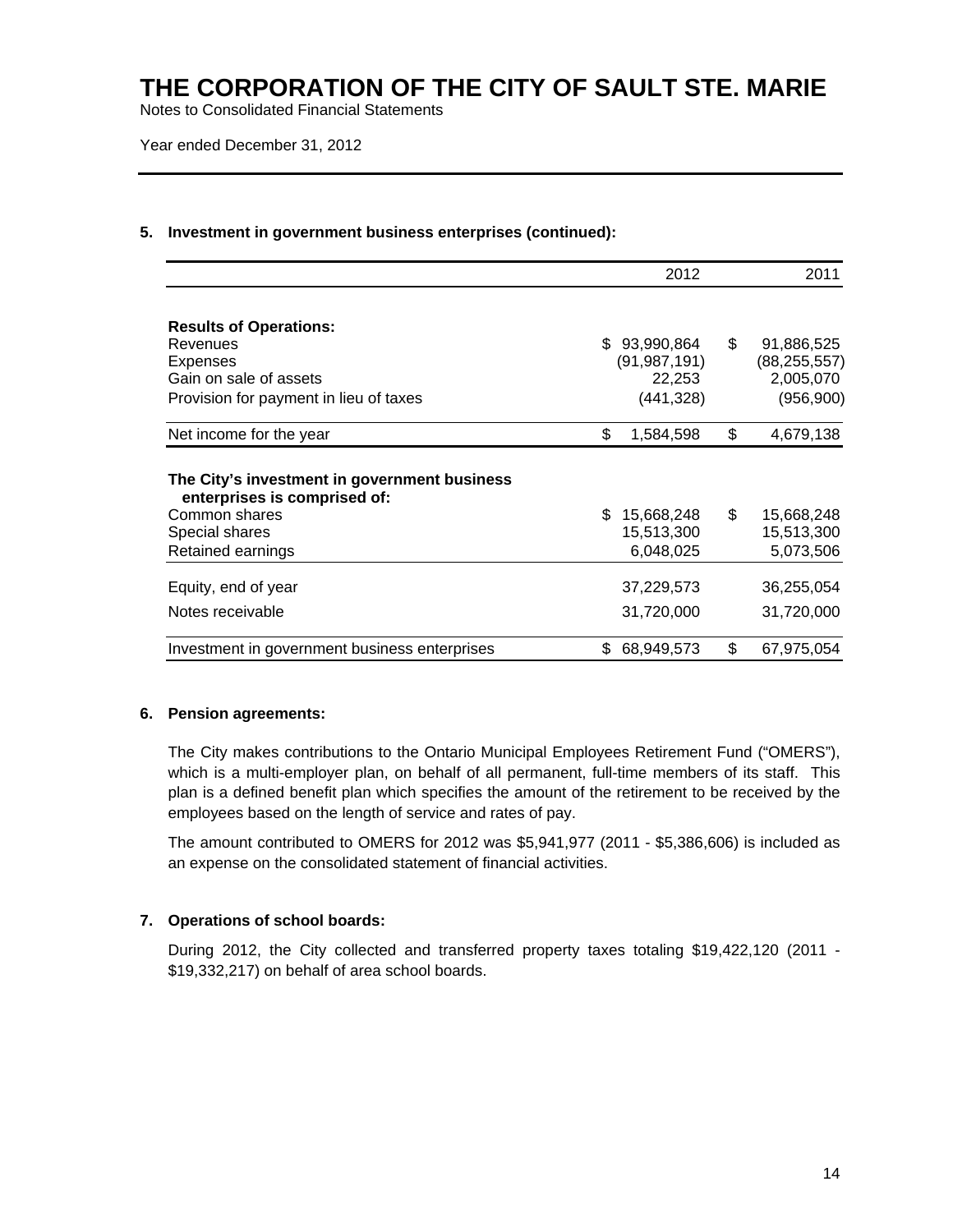# THE CORPORATION OF THE CITY OF SAULT STE. MARIE

Notes to Consolidated Financial Statements

Year ended December 31, 2012

## 5. Investment in government business enterprises (continued):

| | 2012 | 2011 |
|---|---|---|
| **Results of Operations:** | | |
| Revenues | $ 93,990,864 | $ 91,886,525 |
| Expenses | (91,987,191) | (88,255,557) |
| Gain on sale of assets | 22,253 | 2,005,070 |
| Provision for payment in lieu of taxes | (441,328) | (956,900) |
| Net income for the year | $ 1,584,598 | $ 4,679,138 |
| **The City's investment in government business enterprises is comprised of:** | | |
| Common shares | $ 15,668,248 | $ 15,668,248 |
| Special shares | 15,513,300 | 15,513,300 |
| Retained earnings | 6,048,025 | 5,073,506 |
| Equity, end of year | 37,229,573 | 36,255,054 |
| Notes receivable | 31,720,000 | 31,720,000 |
| Investment in government business enterprises | $ 68,949,573 | $ 67,975,054 |

## 6. Pension agreements:

The City makes contributions to the Ontario Municipal Employees Retirement Fund ("OMERS"), which is a multi-employer plan, on behalf of all permanent, full-time members of its staff. This plan is a defined benefit plan which specifies the amount of the retirement to be received by the employees based on the length of service and rates of pay.

The amount contributed to OMERS for 2012 was $5,941,977 (2011 - $5,386,606) is included as an expense on the consolidated statement of financial activities.

## 7. Operations of school boards:

During 2012, the City collected and transferred property taxes totaling $19,422,120 (2011 - $19,332,217) on behalf of area school boards.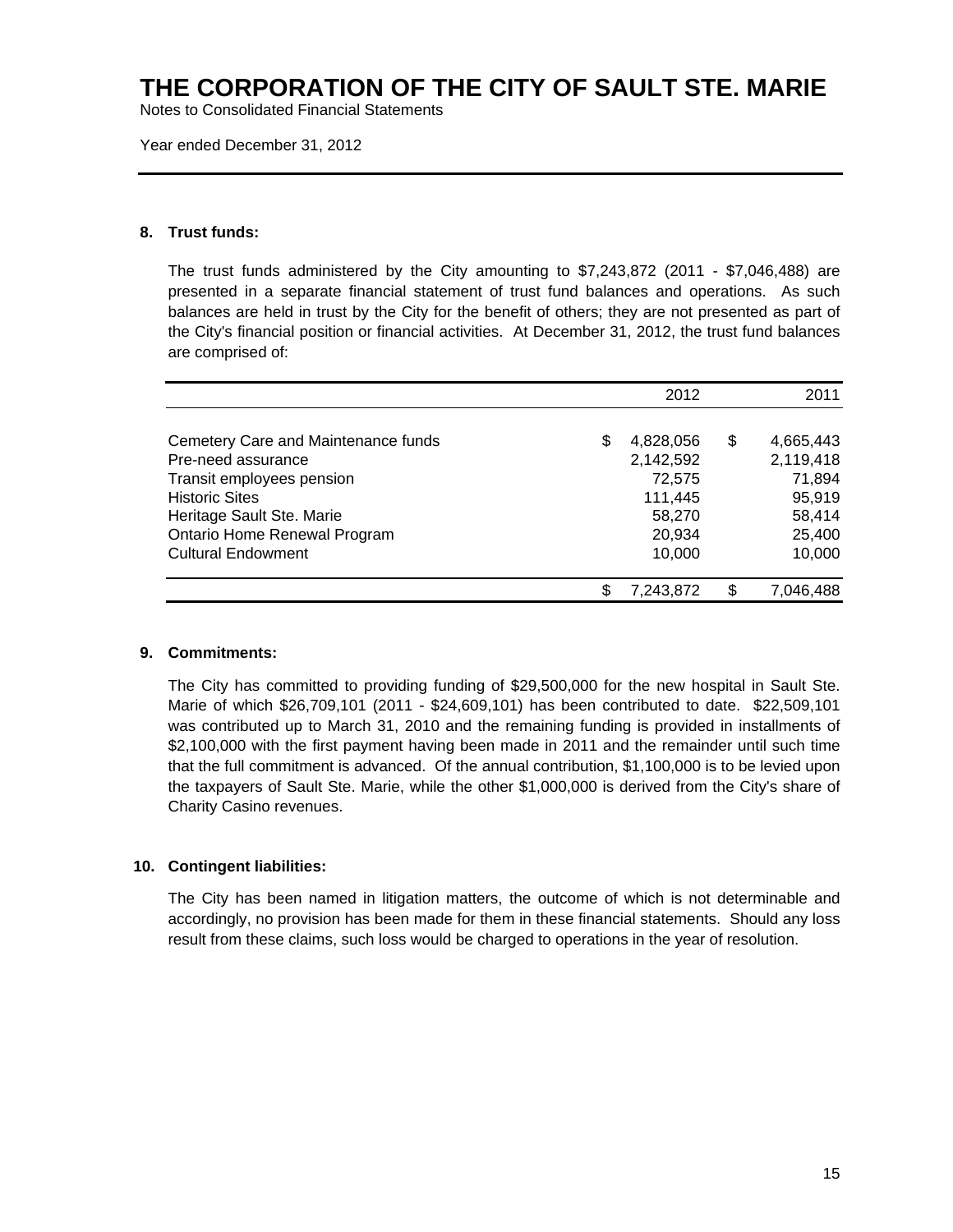# THE CORPORATION OF THE CITY OF SAULT STE. MARIE

Notes to Consolidated Financial Statements

Year ended December 31, 2012

## 8. Trust funds:

The trust funds administered by the City amounting to $7,243,872 (2011 - $7,046,488) are presented in a separate financial statement of trust fund balances and operations. As such balances are held in trust by the City for the benefit of others; they are not presented as part of the City's financial position or financial activities. At December 31, 2012, the trust fund balances are comprised of:

| | 2012 | 2011 |
|---|---|---|
| Cemetery Care and Maintenance funds | $ 4,828,056 | $ 4,665,443 |
| Pre-need assurance | 2,142,592 | 2,119,418 |
| Transit employees pension | 72,575 | 71,894 |
| Historic Sites | 111,445 | 95,919 |
| Heritage Sault Ste. Marie | 58,270 | 58,414 |
| Ontario Home Renewal Program | 20,934 | 25,400 |
| Cultural Endowment | 10,000 | 10,000 |
| | $ 7,243,872 | $ 7,046,488 |

## 9. Commitments:

The City has committed to providing funding of $29,500,000 for the new hospital in Sault Ste. Marie of which $26,709,101 (2011 - $24,609,101) has been contributed to date. $22,509,101 was contributed up to March 31, 2010 and the remaining funding is provided in installments of $2,100,000 with the first payment having been made in 2011 and the remainder until such time that the full commitment is advanced. Of the annual contribution, $1,100,000 is to be levied upon the taxpayers of Sault Ste. Marie, while the other $1,000,000 is derived from the City's share of Charity Casino revenues.

## 10. Contingent liabilities:

The City has been named in litigation matters, the outcome of which is not determinable and accordingly, no provision has been made for them in these financial statements. Should any loss result from these claims, such loss would be charged to operations in the year of resolution.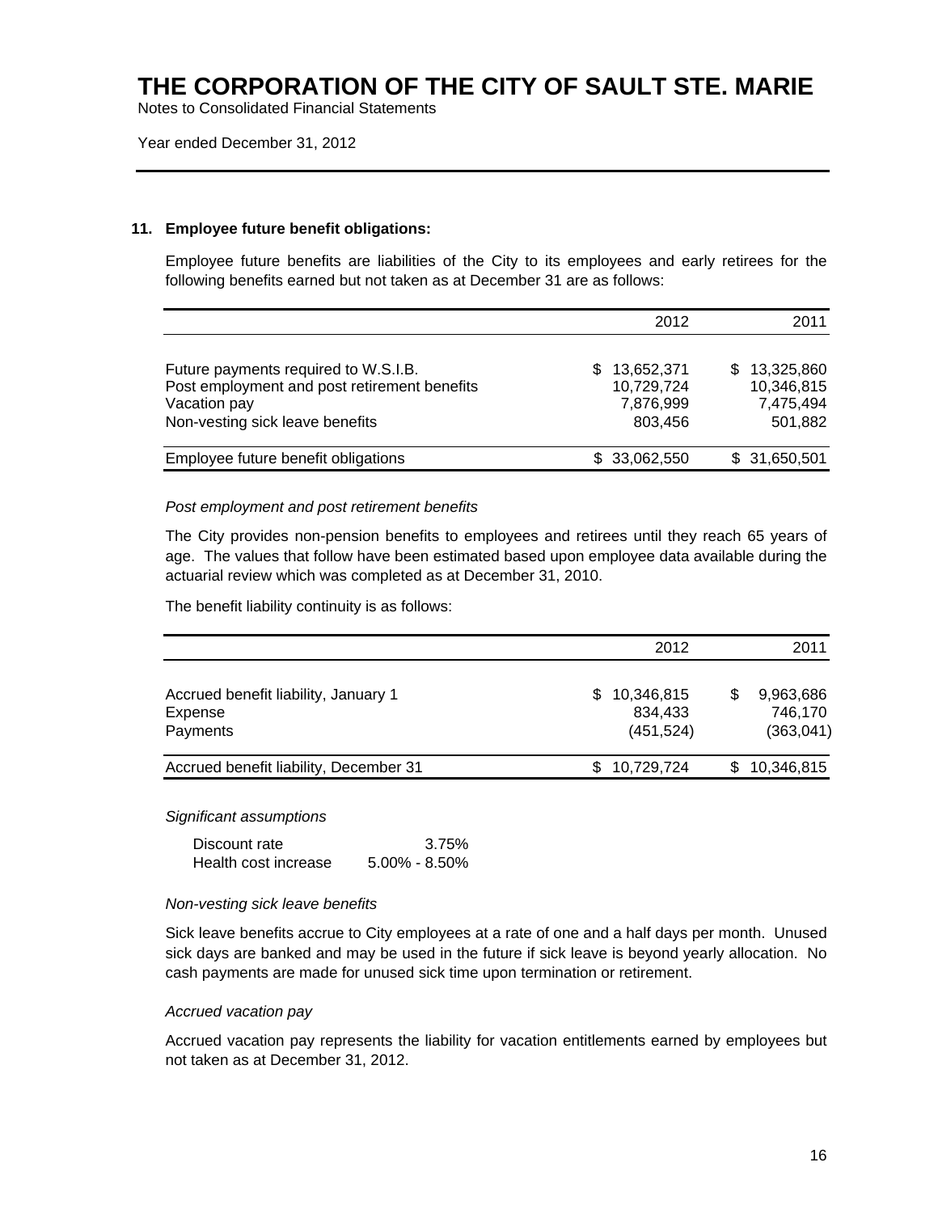# THE CORPORATION OF THE CITY OF SAULT STE. MARIE

Notes to Consolidated Financial Statements

Year ended December 31, 2012

## 11. Employee future benefit obligations:

Employee future benefits are liabilities of the City to its employees and early retirees for the following benefits earned but not taken as at December 31 are as follows:

| | 2012 | 2011 |
|---|---|---|
| Future payments required to W.S.I.B. | $ 13,652,371 | $ 13,325,860 |
| Post employment and post retirement benefits | 10,729,724 | 10,346,815 |
| Vacation pay | 7,876,999 | 7,475,494 |
| Non-vesting sick leave benefits | 803,456 | 501,882 |
| Employee future benefit obligations | $ 33,062,550 | $ 31,650,501 |

*Post employment and post retirement benefits*

The City provides non-pension benefits to employees and retirees until they reach 65 years of age. The values that follow have been estimated based upon employee data available during the actuarial review which was completed as at December 31, 2010.

The benefit liability continuity is as follows:

| | 2012 | 2011 |
|---|---|---|
| Accrued benefit liability, January 1 | $ 10,346,815 | $ 9,963,686 |
| Expense | 834,433 | 746,170 |
| Payments | (451,524) | (363,041) |
| Accrued benefit liability, December 31 | $ 10,729,724 | $ 10,346,815 |

*Significant assumptions*

| | |
|---|---|
| Discount rate | 3.75% |
| Health cost increase | 5.00% - 8.50% |

*Non-vesting sick leave benefits*

Sick leave benefits accrue to City employees at a rate of one and a half days per month. Unused sick days are banked and may be used in the future if sick leave is beyond yearly allocation. No cash payments are made for unused sick time upon termination or retirement.

*Accrued vacation pay*

Accrued vacation pay represents the liability for vacation entitlements earned by employees but not taken as at December 31, 2012.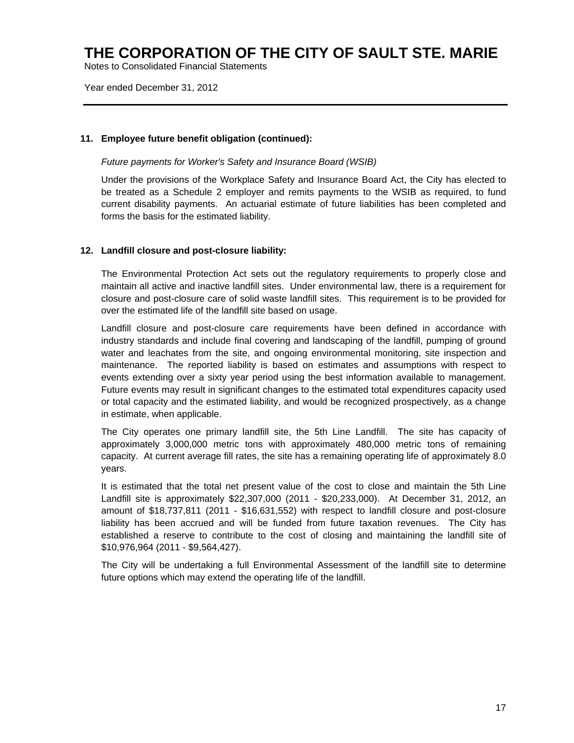## 11. Employee future benefit obligation (continued):

*Future payments for Worker's Safety and Insurance Board (WSIB)*

Under the provisions of the Workplace Safety and Insurance Board Act, the City has elected to be treated as a Schedule 2 employer and remits payments to the WSIB as required, to fund current disability payments. An actuarial estimate of future liabilities has been completed and forms the basis for the estimated liability.

## 12. Landfill closure and post-closure liability:

The Environmental Protection Act sets out the regulatory requirements to properly close and maintain all active and inactive landfill sites. Under environmental law, there is a requirement for closure and post-closure care of solid waste landfill sites. This requirement is to be provided for over the estimated life of the landfill site based on usage.

Landfill closure and post-closure care requirements have been defined in accordance with industry standards and include final covering and landscaping of the landfill, pumping of ground water and leachates from the site, and ongoing environmental monitoring, site inspection and maintenance. The reported liability is based on estimates and assumptions with respect to events extending over a sixty year period using the best information available to management. Future events may result in significant changes to the estimated total expenditures capacity used or total capacity and the estimated liability, and would be recognized prospectively, as a change in estimate, when applicable.

The City operates one primary landfill site, the 5th Line Landfill. The site has capacity of approximately 3,000,000 metric tons with approximately 480,000 metric tons of remaining capacity. At current average fill rates, the site has a remaining operating life of approximately 8.0 years.

It is estimated that the total net present value of the cost to close and maintain the 5th Line Landfill site is approximately $22,307,000 (2011 - $20,233,000). At December 31, 2012, an amount of $18,737,811 (2011 - $16,631,552) with respect to landfill closure and post-closure liability has been accrued and will be funded from future taxation revenues. The City has established a reserve to contribute to the cost of closing and maintaining the landfill site of $10,976,964 (2011 - $9,564,427).

The City will be undertaking a full Environmental Assessment of the landfill site to determine future options which may extend the operating life of the landfill.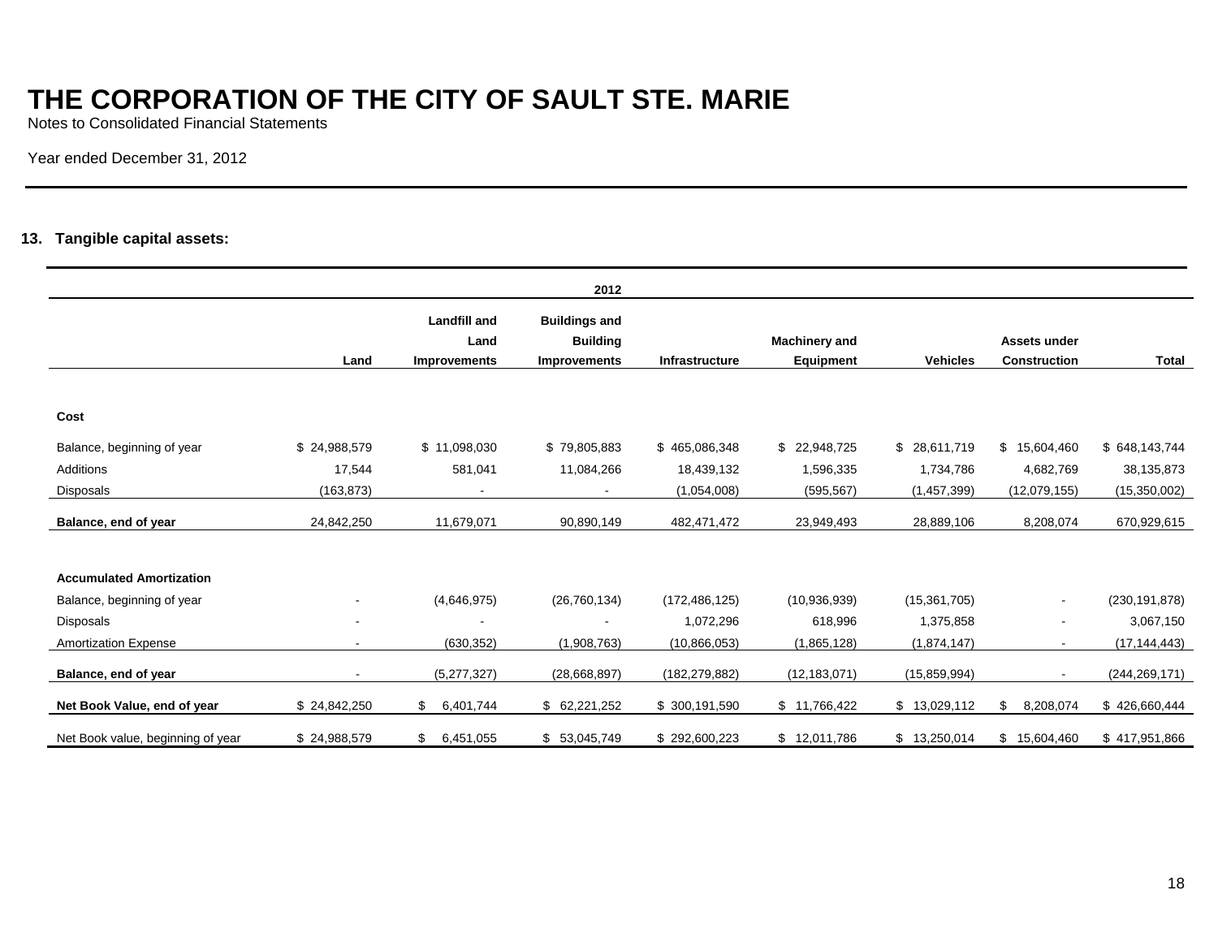# THE CORPORATION OF THE CITY OF SAULT STE. MARIE

Notes to Consolidated Financial Statements

Year ended December 31, 2012

## 13. Tangible capital assets:

| | | | 2012 | | | | | |
|---|---|---|---|---|---|---|---|---|
| | Land | Landfill and Land Improvements | Buildings and Building Improvements | Infrastructure | Machinery and Equipment | Vehicles | Assets under Construction | Total |
| **Cost** | | | | | | | | |
| Balance, beginning of year | $ 24,988,579 | $ 11,098,030 | $ 79,805,883 | $ 465,086,348 | $ 22,948,725 | $ 28,611,719 | $ 15,604,460 | $ 648,143,744 |
| Additions | 17,544 | 581,041 | 11,084,266 | 18,439,132 | 1,596,335 | 1,734,786 | 4,682,769 | 38,135,873 |
| Disposals | (163,873) | - | - | (1,054,008) | (595,567) | (1,457,399) | (12,079,155) | (15,350,002) |
| **Balance, end of year** | 24,842,250 | 11,679,071 | 90,890,149 | 482,471,472 | 23,949,493 | 28,889,106 | 8,208,074 | 670,929,615 |
| **Accumulated Amortization** | | | | | | | | |
| Balance, beginning of year | - | (4,646,975) | (26,760,134) | (172,486,125) | (10,936,939) | (15,361,705) | - | (230,191,878) |
| Disposals | - | - | - | 1,072,296 | 618,996 | 1,375,858 | - | 3,067,150 |
| Amortization Expense | - | (630,352) | (1,908,763) | (10,866,053) | (1,865,128) | (1,874,147) | - | (17,144,443) |
| **Balance, end of year** | - | (5,277,327) | (28,668,897) | (182,279,882) | (12,183,071) | (15,859,994) | - | (244,269,171) |
| **Net Book Value, end of year** | $ 24,842,250 | $ 6,401,744 | $ 62,221,252 | $ 300,191,590 | $ 11,766,422 | $ 13,029,112 | $ 8,208,074 | $ 426,660,444 |
| Net Book value, beginning of year | $ 24,988,579 | $ 6,451,055 | $ 53,045,749 | $ 292,600,223 | $ 12,011,786 | $ 13,250,014 | $ 15,604,460 | $ 417,951,866 |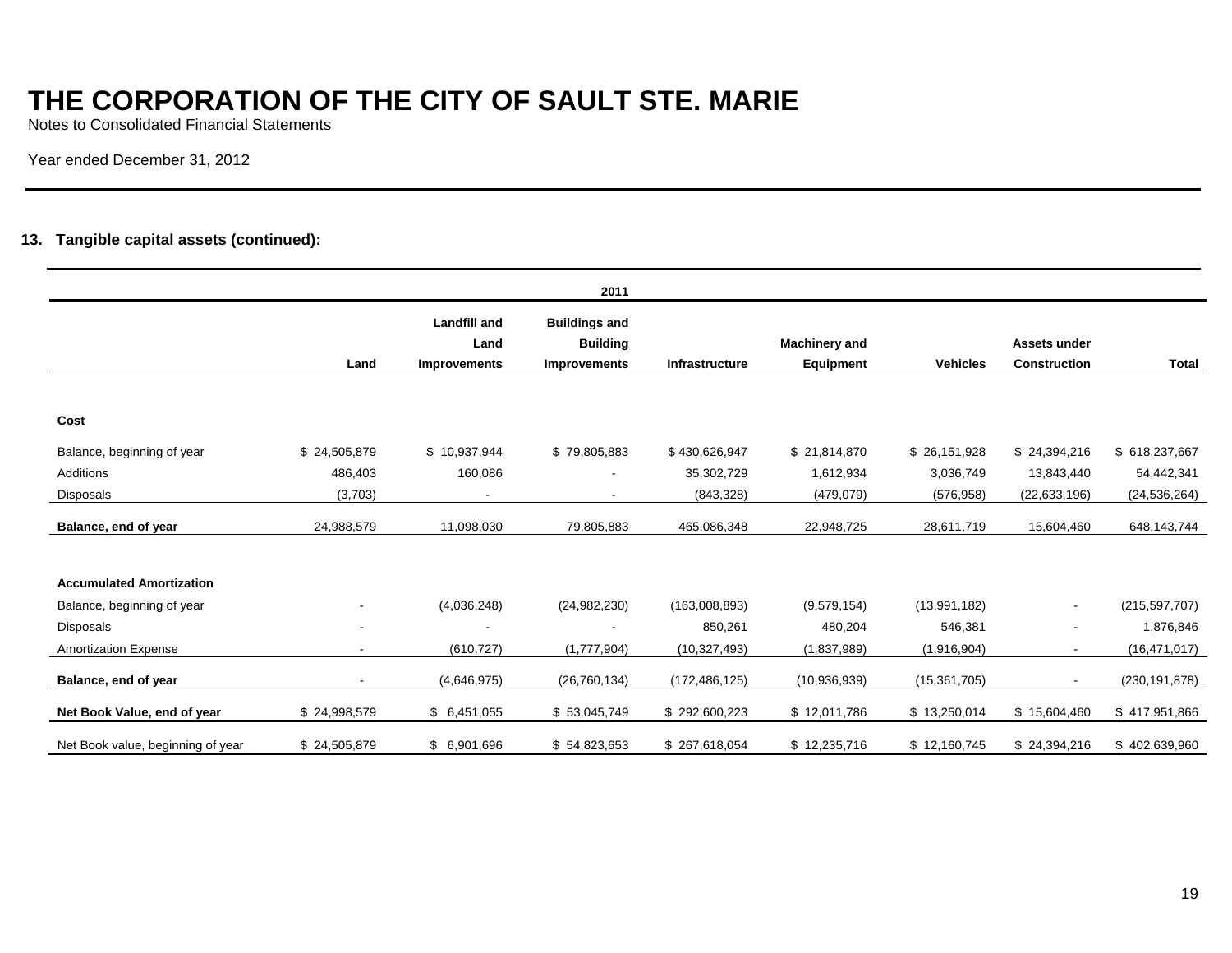# THE CORPORATION OF THE CITY OF SAULT STE. MARIE

Notes to Consolidated Financial Statements

Year ended December 31, 2012

**13. Tangible capital assets (continued):**

| | | | | 2011 | | | | |
|---|---|---|---|---|---|---|---|---|
| | Land | Landfill and Land Improvements | Buildings and Building Improvements | Infrastructure | Machinery and Equipment | Vehicles | Assets under Construction | Total |
| **Cost** | | | | | | | | |
| Balance, beginning of year | $ 24,505,879 | $ 10,937,944 | $ 79,805,883 | $ 430,626,947 | $ 21,814,870 | $ 26,151,928 | $ 24,394,216 | $ 618,237,667 |
| Additions | 486,403 | 160,086 | - | 35,302,729 | 1,612,934 | 3,036,749 | 13,843,440 | 54,442,341 |
| Disposals | (3,703) | - | - | (843,328) | (479,079) | (576,958) | (22,633,196) | (24,536,264) |
| **Balance, end of year** | 24,988,579 | 11,098,030 | 79,805,883 | 465,086,348 | 22,948,725 | 28,611,719 | 15,604,460 | 648,143,744 |
| **Accumulated Amortization** | | | | | | | | |
| Balance, beginning of year | - | (4,036,248) | (24,982,230) | (163,008,893) | (9,579,154) | (13,991,182) | - | (215,597,707) |
| Disposals | - | - | - | 850,261 | 480,204 | 546,381 | - | 1,876,846 |
| Amortization Expense | - | (610,727) | (1,777,904) | (10,327,493) | (1,837,989) | (1,916,904) | - | (16,471,017) |
| **Balance, end of year** | - | (4,646,975) | (26,760,134) | (172,486,125) | (10,936,939) | (15,361,705) | - | (230,191,878) |
| **Net Book Value, end of year** | $ 24,998,579 | $ 6,451,055 | $ 53,045,749 | $ 292,600,223 | $ 12,011,786 | $ 13,250,014 | $ 15,604,460 | $ 417,951,866 |
| Net Book value, beginning of year | $ 24,505,879 | $ 6,901,696 | $ 54,823,653 | $ 267,618,054 | $ 12,235,716 | $ 12,160,745 | $ 24,394,216 | $ 402,639,960 |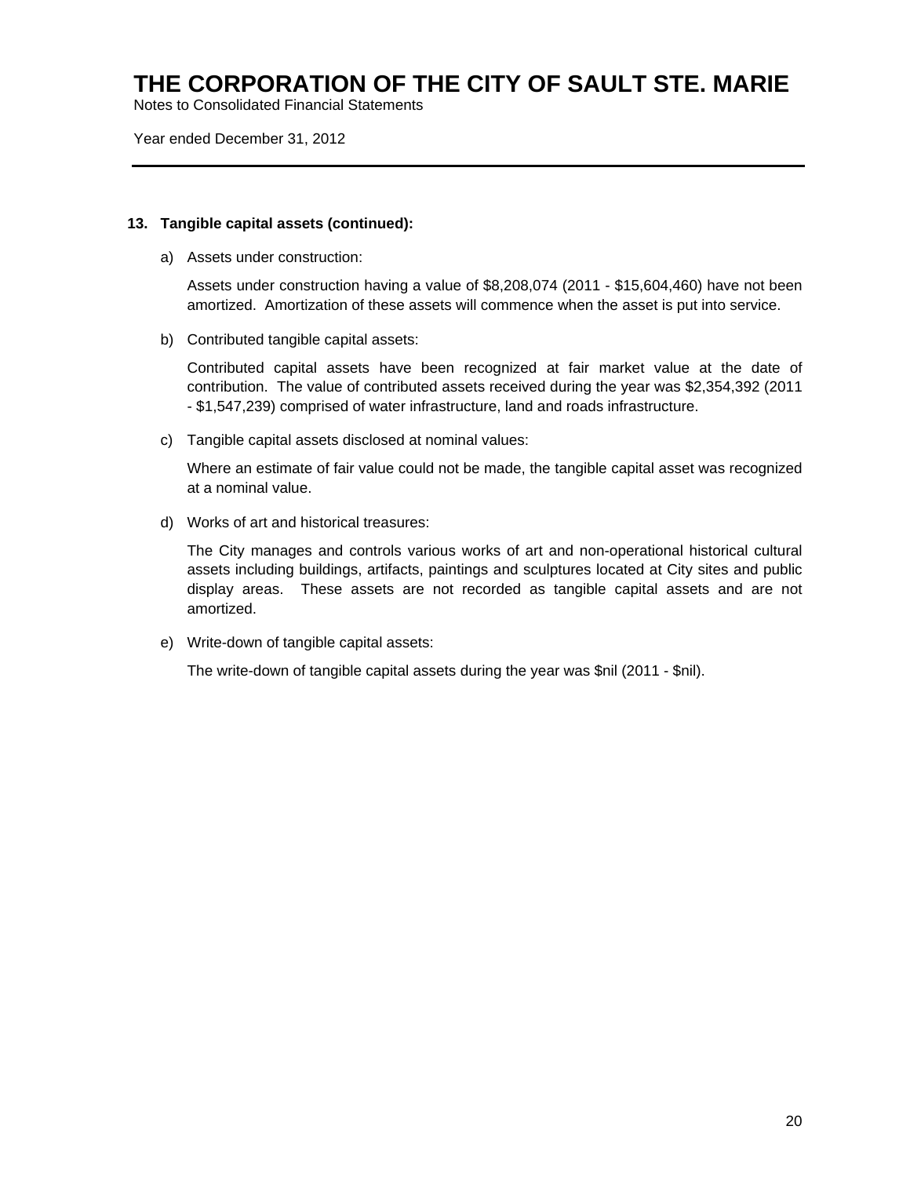# THE CORPORATION OF THE CITY OF SAULT STE. MARIE

Notes to Consolidated Financial Statements

Year ended December 31, 2012

---

**13. Tangible capital assets (continued):**

a) Assets under construction:

Assets under construction having a value of $8,208,074 (2011 - $15,604,460) have not been amortized. Amortization of these assets will commence when the asset is put into service.

b) Contributed tangible capital assets:

Contributed capital assets have been recognized at fair market value at the date of contribution. The value of contributed assets received during the year was $2,354,392 (2011 - $1,547,239) comprised of water infrastructure, land and roads infrastructure.

c) Tangible capital assets disclosed at nominal values:

Where an estimate of fair value could not be made, the tangible capital asset was recognized at a nominal value.

d) Works of art and historical treasures:

The City manages and controls various works of art and non-operational historical cultural assets including buildings, artifacts, paintings and sculptures located at City sites and public display areas. These assets are not recorded as tangible capital assets and are not amortized.

e) Write-down of tangible capital assets:

The write-down of tangible capital assets during the year was $nil (2011 - $nil).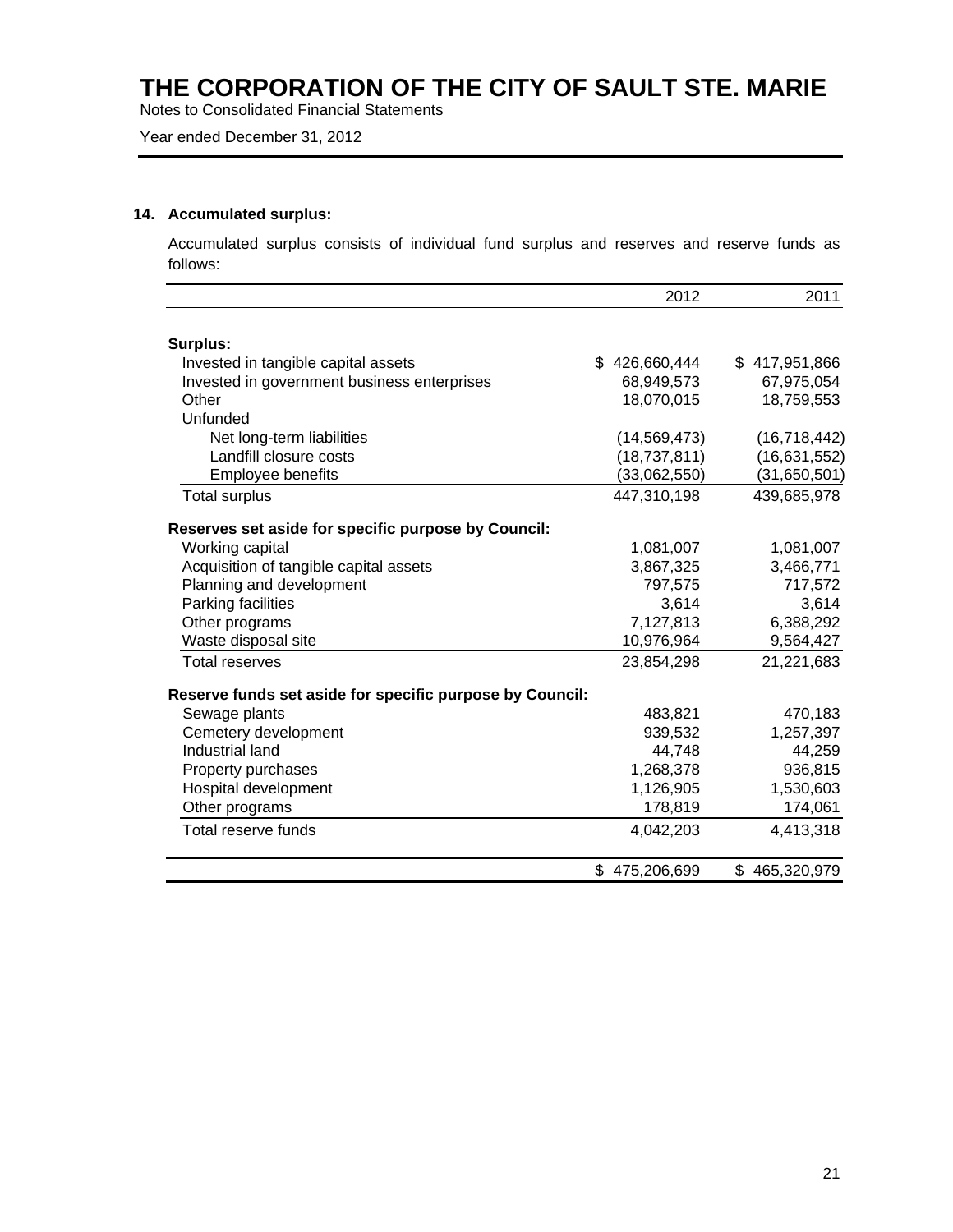## 14. Accumulated surplus:

Accumulated surplus consists of individual fund surplus and reserves and reserve funds as follows:

| | 2012 | 2011 |
|---|---|---|
| **Surplus:** | | |
| Invested in tangible capital assets | $ 426,660,444 | $ 417,951,866 |
| Invested in government business enterprises | 68,949,573 | 67,975,054 |
| Other | 18,070,015 | 18,759,553 |
| Unfunded | | |
| Net long-term liabilities | (14,569,473) | (16,718,442) |
| Landfill closure costs | (18,737,811) | (16,631,552) |
| Employee benefits | (33,062,550) | (31,650,501) |
| Total surplus | 447,310,198 | 439,685,978 |
| **Reserves set aside for specific purpose by Council:** | | |
| Working capital | 1,081,007 | 1,081,007 |
| Acquisition of tangible capital assets | 3,867,325 | 3,466,771 |
| Planning and development | 797,575 | 717,572 |
| Parking facilities | 3,614 | 3,614 |
| Other programs | 7,127,813 | 6,388,292 |
| Waste disposal site | 10,976,964 | 9,564,427 |
| Total reserves | 23,854,298 | 21,221,683 |
| **Reserve funds set aside for specific purpose by Council:** | | |
| Sewage plants | 483,821 | 470,183 |
| Cemetery development | 939,532 | 1,257,397 |
| Industrial land | 44,748 | 44,259 |
| Property purchases | 1,268,378 | 936,815 |
| Hospital development | 1,126,905 | 1,530,603 |
| Other programs | 178,819 | 174,061 |
| Total reserve funds | 4,042,203 | 4,413,318 |
| | $ 475,206,699 | $ 465,320,979 |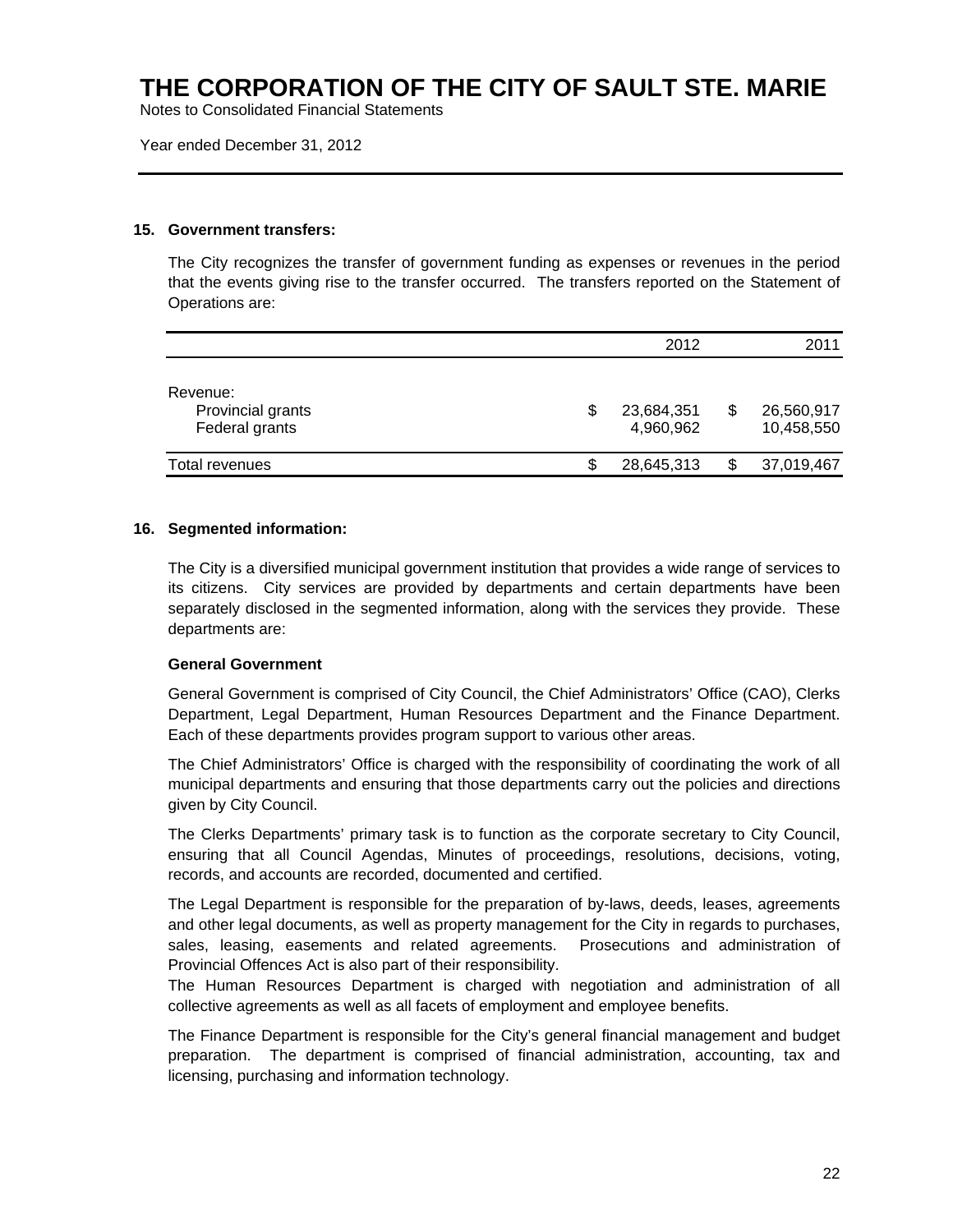# THE CORPORATION OF THE CITY OF SAULT STE. MARIE

Notes to Consolidated Financial Statements

Year ended December 31, 2012

## 15. Government transfers:

The City recognizes the transfer of government funding as expenses or revenues in the period that the events giving rise to the transfer occurred. The transfers reported on the Statement of Operations are:

| | 2012 | 2011 |
|---|---|---|
| Revenue: | | |
| Provincial grants | $ 23,684,351 | $ 26,560,917 |
| Federal grants | 4,960,962 | 10,458,550 |
| Total revenues | $ 28,645,313 | $ 37,019,467 |

## 16. Segmented information:

The City is a diversified municipal government institution that provides a wide range of services to its citizens. City services are provided by departments and certain departments have been separately disclosed in the segmented information, along with the services they provide. These departments are:

**General Government**

General Government is comprised of City Council, the Chief Administrators' Office (CAO), Clerks Department, Legal Department, Human Resources Department and the Finance Department. Each of these departments provides program support to various other areas.

The Chief Administrators' Office is charged with the responsibility of coordinating the work of all municipal departments and ensuring that those departments carry out the policies and directions given by City Council.

The Clerks Departments' primary task is to function as the corporate secretary to City Council, ensuring that all Council Agendas, Minutes of proceedings, resolutions, decisions, voting, records, and accounts are recorded, documented and certified.

The Legal Department is responsible for the preparation of by-laws, deeds, leases, agreements and other legal documents, as well as property management for the City in regards to purchases, sales, leasing, easements and related agreements. Prosecutions and administration of Provincial Offences Act is also part of their responsibility.

The Human Resources Department is charged with negotiation and administration of all collective agreements as well as all facets of employment and employee benefits.

The Finance Department is responsible for the City's general financial management and budget preparation. The department is comprised of financial administration, accounting, tax and licensing, purchasing and information technology.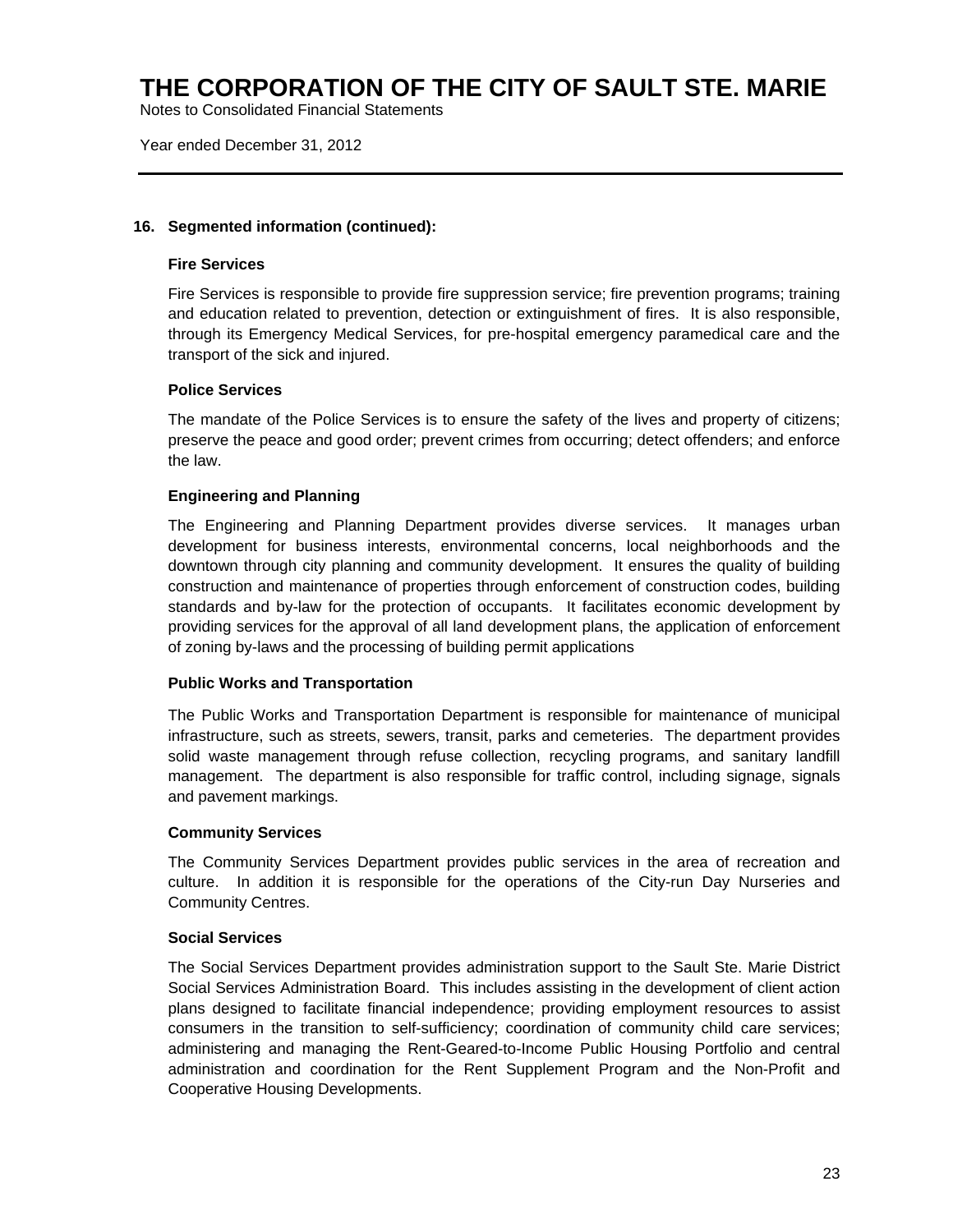## 16. Segmented information (continued):

### Fire Services

Fire Services is responsible to provide fire suppression service; fire prevention programs; training and education related to prevention, detection or extinguishment of fires. It is also responsible, through its Emergency Medical Services, for pre-hospital emergency paramedical care and the transport of the sick and injured.

### Police Services

The mandate of the Police Services is to ensure the safety of the lives and property of citizens; preserve the peace and good order; prevent crimes from occurring; detect offenders; and enforce the law.

### Engineering and Planning

The Engineering and Planning Department provides diverse services. It manages urban development for business interests, environmental concerns, local neighborhoods and the downtown through city planning and community development. It ensures the quality of building construction and maintenance of properties through enforcement of construction codes, building standards and by-law for the protection of occupants. It facilitates economic development by providing services for the approval of all land development plans, the application of enforcement of zoning by-laws and the processing of building permit applications

### Public Works and Transportation

The Public Works and Transportation Department is responsible for maintenance of municipal infrastructure, such as streets, sewers, transit, parks and cemeteries. The department provides solid waste management through refuse collection, recycling programs, and sanitary landfill management. The department is also responsible for traffic control, including signage, signals and pavement markings.

### Community Services

The Community Services Department provides public services in the area of recreation and culture. In addition it is responsible for the operations of the City-run Day Nurseries and Community Centres.

### Social Services

The Social Services Department provides administration support to the Sault Ste. Marie District Social Services Administration Board. This includes assisting in the development of client action plans designed to facilitate financial independence; providing employment resources to assist consumers in the transition to self-sufficiency; coordination of community child care services; administering and managing the Rent-Geared-to-Income Public Housing Portfolio and central administration and coordination for the Rent Supplement Program and the Non-Profit and Cooperative Housing Developments.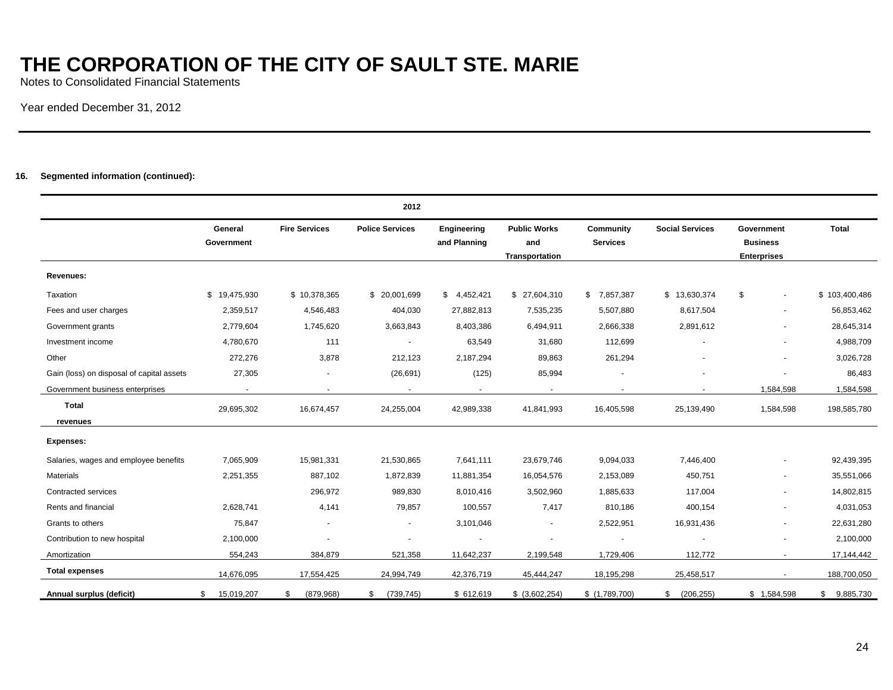# THE CORPORATION OF THE CITY OF SAULT STE. MARIE

Notes to Consolidated Financial Statements

Year ended December 31, 2012

**16. Segmented information (continued):**

| 2012 | General Government | Fire Services | Police Services | Engineering and Planning | Public Works and Transportation | Community Services | Social Services | Government Business Enterprises | Total |
|---|---|---|---|---|---|---|---|---|---|
| **Revenues:** | | | | | | | | | |
| Taxation | $ 19,475,930 | $ 10,378,365 | $ 20,001,699 | $ 4,452,421 | $ 27,604,310 | $ 7,857,387 | $ 13,630,374 | $ - | $ 103,400,486 |
| Fees and user charges | 2,359,517 | 4,546,483 | 404,030 | 27,882,813 | 7,535,235 | 5,507,880 | 8,617,504 | - | 56,853,462 |
| Government grants | 2,779,604 | 1,745,620 | 3,663,843 | 8,403,386 | 6,494,911 | 2,666,338 | 2,891,612 | - | 28,645,314 |
| Investment income | 4,780,670 | 111 | - | 63,549 | 31,680 | 112,699 | - | - | 4,988,709 |
| Other | 272,276 | 3,878 | 212,123 | 2,187,294 | 89,863 | 261,294 | - | - | 3,026,728 |
| Gain (loss) on disposal of capital assets | 27,305 | - | (26,691) | (125) | 85,994 | - | - | - | 86,483 |
| Government business enterprises | - | - | - | - | - | - | - | 1,584,598 | 1,584,598 |
| **Total revenues** | 29,695,302 | 16,674,457 | 24,255,004 | 42,989,338 | 41,841,993 | 16,405,598 | 25,139,490 | 1,584,598 | 198,585,780 |
| **Expenses:** | | | | | | | | | |
| Salaries, wages and employee benefits | 7,065,909 | 15,981,331 | 21,530,865 | 7,641,111 | 23,679,746 | 9,094,033 | 7,446,400 | - | 92,439,395 |
| Materials | 2,251,355 | 887,102 | 1,872,839 | 11,881,354 | 16,054,576 | 2,153,089 | 450,751 | - | 35,551,066 |
| Contracted services | | 296,972 | 989,830 | 8,010,416 | 3,502,960 | 1,885,633 | 117,004 | - | 14,802,815 |
| Rents and financial | 2,628,741 | 4,141 | 79,857 | 100,557 | 7,417 | 810,186 | 400,154 | - | 4,031,053 |
| Grants to others | 75,847 | - | - | 3,101,046 | - | 2,522,951 | 16,931,436 | - | 22,631,280 |
| Contribution to new hospital | 2,100,000 | - | - | - | - | - | - | - | 2,100,000 |
| Amortization | 554,243 | 384,879 | 521,358 | 11,642,237 | 2,199,548 | 1,729,406 | 112,772 | - | 17,144,442 |
| **Total expenses** | 14,676,095 | 17,554,425 | 24,994,749 | 42,376,719 | 45,444,247 | 18,195,298 | 25,458,517 | - | 188,700,050 |
| **Annual surplus (deficit)** | $ 15,019,207 | $ (879,968) | $ (739,745) | $ 612,619 | $ (3,602,254) | $ (1,789,700) | $ (206,255) | $ 1,584,598 | $ 9,885,730 |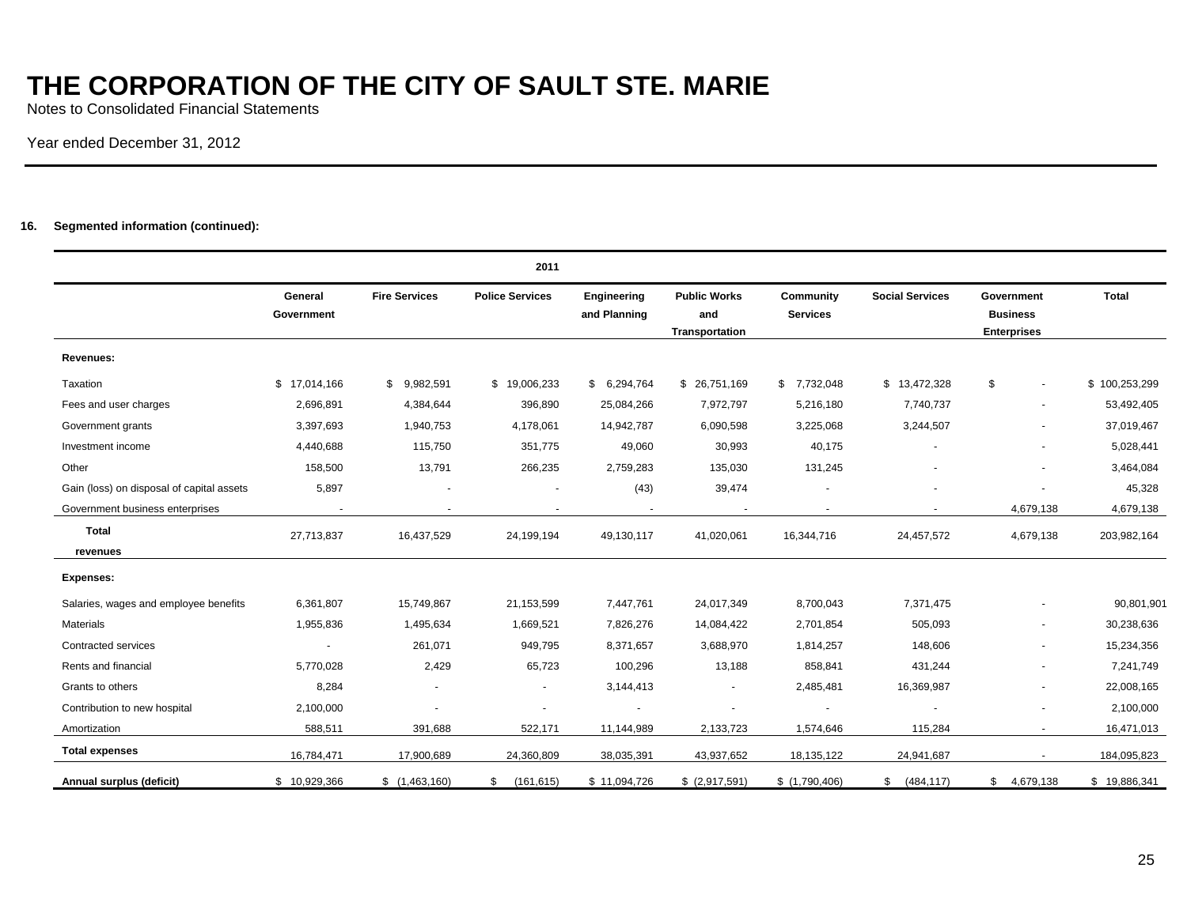# THE CORPORATION OF THE CITY OF SAULT STE. MARIE

Notes to Consolidated Financial Statements

Year ended December 31, 2012

**16. Segmented information (continued):**

| 2011 | General Government | Fire Services | Police Services | Engineering and Planning | Public Works and Transportation | Community Services | Social Services | Government Business Enterprises | Total |
|---|---|---|---|---|---|---|---|---|---|
| **Revenues:** | | | | | | | | | |
| Taxation | $ 17,014,166 | $ 9,982,591 | $ 19,006,233 | $ 6,294,764 | $ 26,751,169 | $ 7,732,048 | $ 13,472,328 | $ - | $ 100,253,299 |
| Fees and user charges | 2,696,891 | 4,384,644 | 396,890 | 25,084,266 | 7,972,797 | 5,216,180 | 7,740,737 | - | 53,492,405 |
| Government grants | 3,397,693 | 1,940,753 | 4,178,061 | 14,942,787 | 6,090,598 | 3,225,068 | 3,244,507 | - | 37,019,467 |
| Investment income | 4,440,688 | 115,750 | 351,775 | 49,060 | 30,993 | 40,175 | - | - | 5,028,441 |
| Other | 158,500 | 13,791 | 266,235 | 2,759,283 | 135,030 | 131,245 | - | - | 3,464,084 |
| Gain (loss) on disposal of capital assets | 5,897 | - | - | (43) | 39,474 | - | - | - | 45,328 |
| Government business enterprises | - | - | - | - | - | - | - | 4,679,138 | 4,679,138 |
| **Total revenues** | 27,713,837 | 16,437,529 | 24,199,194 | 49,130,117 | 41,020,061 | 16,344,716 | 24,457,572 | 4,679,138 | 203,982,164 |
| **Expenses:** | | | | | | | | | |
| Salaries, wages and employee benefits | 6,361,807 | 15,749,867 | 21,153,599 | 7,447,761 | 24,017,349 | 8,700,043 | 7,371,475 | - | 90,801,901 |
| Materials | 1,955,836 | 1,495,634 | 1,669,521 | 7,826,276 | 14,084,422 | 2,701,854 | 505,093 | - | 30,238,636 |
| Contracted services | - | 261,071 | 949,795 | 8,371,657 | 3,688,970 | 1,814,257 | 148,606 | - | 15,234,356 |
| Rents and financial | 5,770,028 | 2,429 | 65,723 | 100,296 | 13,188 | 858,841 | 431,244 | - | 7,241,749 |
| Grants to others | 8,284 | - | - | 3,144,413 | - | 2,485,481 | 16,369,987 | - | 22,008,165 |
| Contribution to new hospital | 2,100,000 | - | - | - | - | - | - | - | 2,100,000 |
| Amortization | 588,511 | 391,688 | 522,171 | 11,144,989 | 2,133,723 | 1,574,646 | 115,284 | - | 16,471,013 |
| **Total expenses** | 16,784,471 | 17,900,689 | 24,360,809 | 38,035,391 | 43,937,652 | 18,135,122 | 24,941,687 | - | 184,095,823 |
| **Annual surplus (deficit)** | $ 10,929,366 | $ (1,463,160) | $ (161,615) | $ 11,094,726 | $ (2,917,591) | $ (1,790,406) | $ (484,117) | $ 4,679,138 | $ 19,886,341 |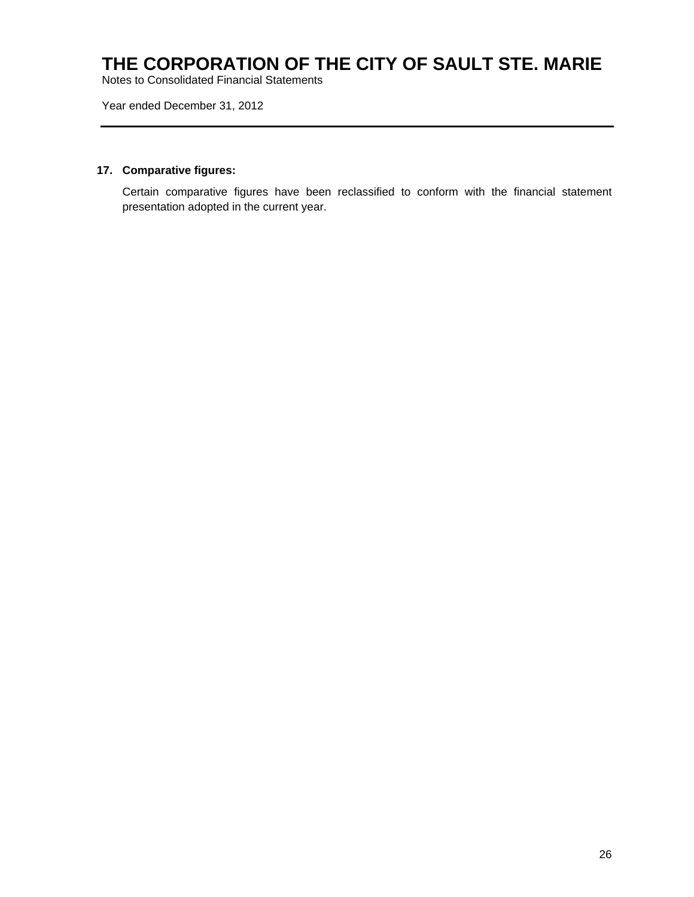### 17. Comparative figures:

Certain comparative figures have been reclassified to conform with the financial statement presentation adopted in the current year.